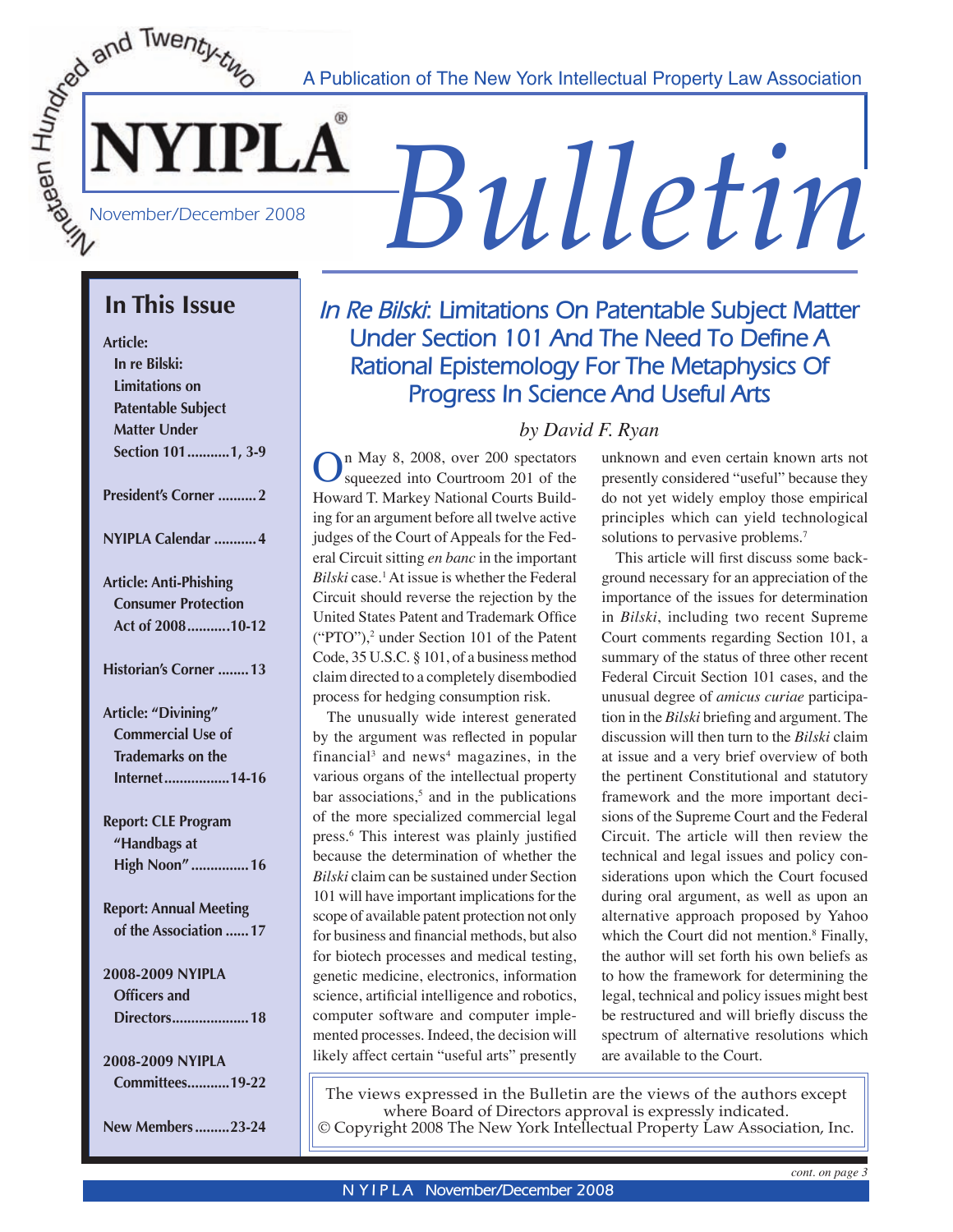A Publication of The New York Intellectual Property Law Association

# NYIPLA® *Bulletin*

November/December 2008

## In This Issue

**Article:**
**In re Bilski: Limitations on Patentable Subject Matter Under Section 101 ..........1, 3-9**

**President's Corner ..........2**

**NYIPLA Calendar ...........4**

**Article: Anti-Phishing Consumer Protection Act of 2008...........10-12**

**Historian's Corner ........13**

**Article: "Divining" Commercial Use of Trademarks on the Internet.................14-16**

**Report: CLE Program "Handbags at High Noon" ...............16**

**Report: Annual Meeting of the Association ......17**

**2008-2009 NYIPLA Officers and Directors....................18**

**2008-2009 NYIPLA Committees...........19-22**

**New Members .........23-24**

# *In Re Bilski*: Limitations On Patentable Subject Matter Under Section 101 And The Need To Define A Rational Epistemology For The Metaphysics Of Progress In Science And Useful Arts

*by David F. Ryan*

On May 8, 2008, over 200 spectators squeezed into Courtroom 201 of the Howard T. Markey National Courts Building for an argument before all twelve active judges of the Court of Appeals for the Federal Circuit sitting *en banc* in the important *Bilski* case.[1] At issue is whether the Federal Circuit should reverse the rejection by the United States Patent and Trademark Office ("PTO"),[2] under Section 101 of the Patent Code, 35 U.S.C. § 101, of a business method claim directed to a completely disembodied process for hedging consumption risk.

The unusually wide interest generated by the argument was reflected in popular financial[3] and news[4] magazines, in the various organs of the intellectual property bar associations,[5] and in the publications of the more specialized commercial legal press.[6] This interest was plainly justified because the determination of whether the *Bilski* claim can be sustained under Section 101 will have important implications for the scope of available patent protection not only for business and financial methods, but also for biotech processes and medical testing, genetic medicine, electronics, information science, artificial intelligence and robotics, computer software and computer implemented processes. Indeed, the decision will likely affect certain "useful arts" presently unknown and even certain known arts not presently considered "useful" because they do not yet widely employ those empirical principles which can yield technological solutions to pervasive problems.[7]

This article will first discuss some background necessary for an appreciation of the importance of the issues for determination in *Bilski*, including two recent Supreme Court comments regarding Section 101, a summary of the status of three other recent Federal Circuit Section 101 cases, and the unusual degree of *amicus curiae* participation in the *Bilski* briefing and argument. The discussion will then turn to the *Bilski* claim at issue and a very brief overview of both the pertinent Constitutional and statutory framework and the more important decisions of the Supreme Court and the Federal Circuit. The article will then review the technical and legal issues and policy considerations upon which the Court focused during oral argument, as well as upon an alternative approach proposed by Yahoo which the Court did not mention.[8] Finally, the author will set forth his own beliefs as to how the framework for determining the legal, technical and policy issues might best be restructured and will briefly discuss the spectrum of alternative resolutions which are available to the Court.

*cont. on page 3*

The views expressed in the Bulletin are the views of the authors except where Board of Directors approval is expressly indicated.
© Copyright 2008 The New York Intellectual Property Law Association, Inc.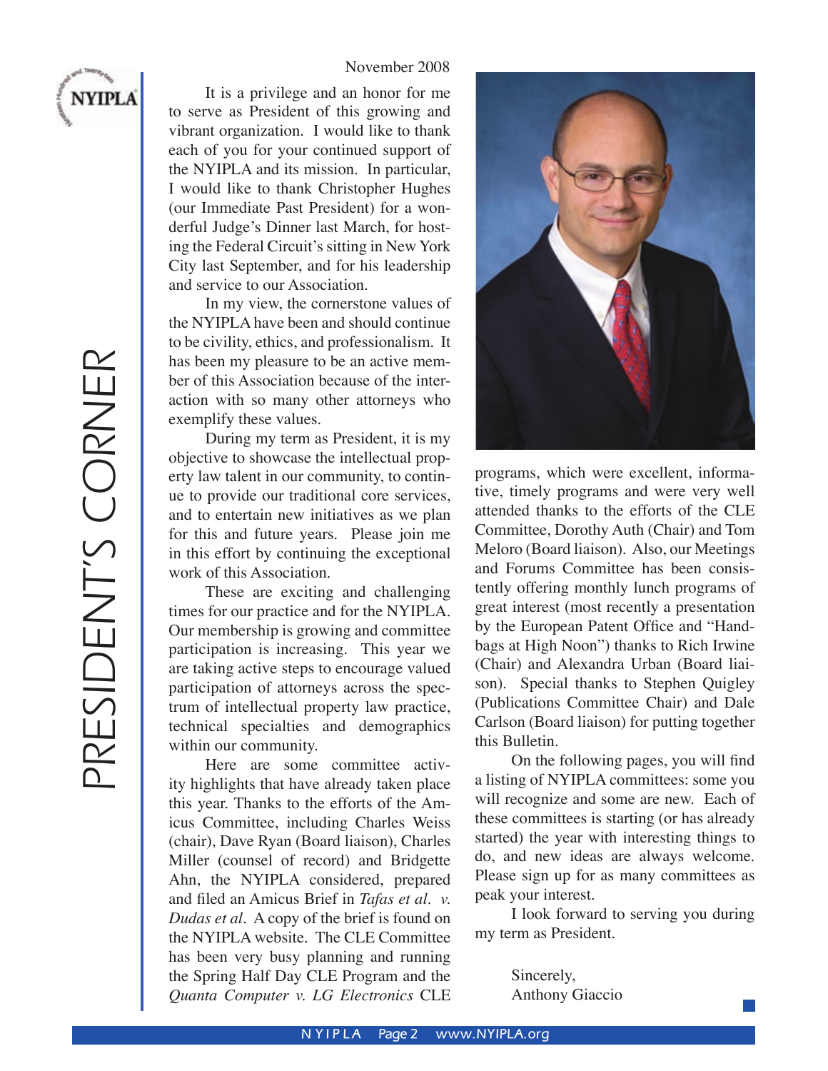# PRESIDENT'S CORNER

November 2008

It is a privilege and an honor for me to serve as President of this growing and vibrant organization. I would like to thank each of you for your continued support of the NYIPLA and its mission. In particular, I would like to thank Christopher Hughes (our Immediate Past President) for a wonderful Judge's Dinner last March, for hosting the Federal Circuit's sitting in New York City last September, and for his leadership and service to our Association.

In my view, the cornerstone values of the NYIPLA have been and should continue to be civility, ethics, and professionalism. It has been my pleasure to be an active member of this Association because of the interaction with so many other attorneys who exemplify these values.

During my term as President, it is my objective to showcase the intellectual property law talent in our community, to continue to provide our traditional core services, and to entertain new initiatives as we plan for this and future years. Please join me in this effort by continuing the exceptional work of this Association.

These are exciting and challenging times for our practice and for the NYIPLA. Our membership is growing and committee participation is increasing. This year we are taking active steps to encourage valued participation of attorneys across the spectrum of intellectual property law practice, technical specialties and demographics within our community.

Here are some committee activity highlights that have already taken place this year. Thanks to the efforts of the Amicus Committee, including Charles Weiss (chair), Dave Ryan (Board liaison), Charles Miller (counsel of record) and Bridgette Ahn, the NYIPLA considered, prepared and filed an Amicus Brief in *Tafas et al. v. Dudas et al*. A copy of the brief is found on the NYIPLA website. The CLE Committee has been very busy planning and running the Spring Half Day CLE Program and the *Quanta Computer v. LG Electronics* CLE programs, which were excellent, informative, timely programs and were very well attended thanks to the efforts of the CLE Committee, Dorothy Auth (Chair) and Tom Meloro (Board liaison). Also, our Meetings and Forums Committee has been consistently offering monthly lunch programs of great interest (most recently a presentation by the European Patent Office and "Handbags at High Noon") thanks to Rich Irwine (Chair) and Alexandra Urban (Board liaison). Special thanks to Stephen Quigley (Publications Committee Chair) and Dale Carlson (Board liaison) for putting together this Bulletin.

On the following pages, you will find a listing of NYIPLA committees: some you will recognize and some are new. Each of these committees is starting (or has already started) the year with interesting things to do, and new ideas are always welcome. Please sign up for as many committees as peak your interest.

I look forward to serving you during my term as President.

Sincerely,
Anthony Giaccio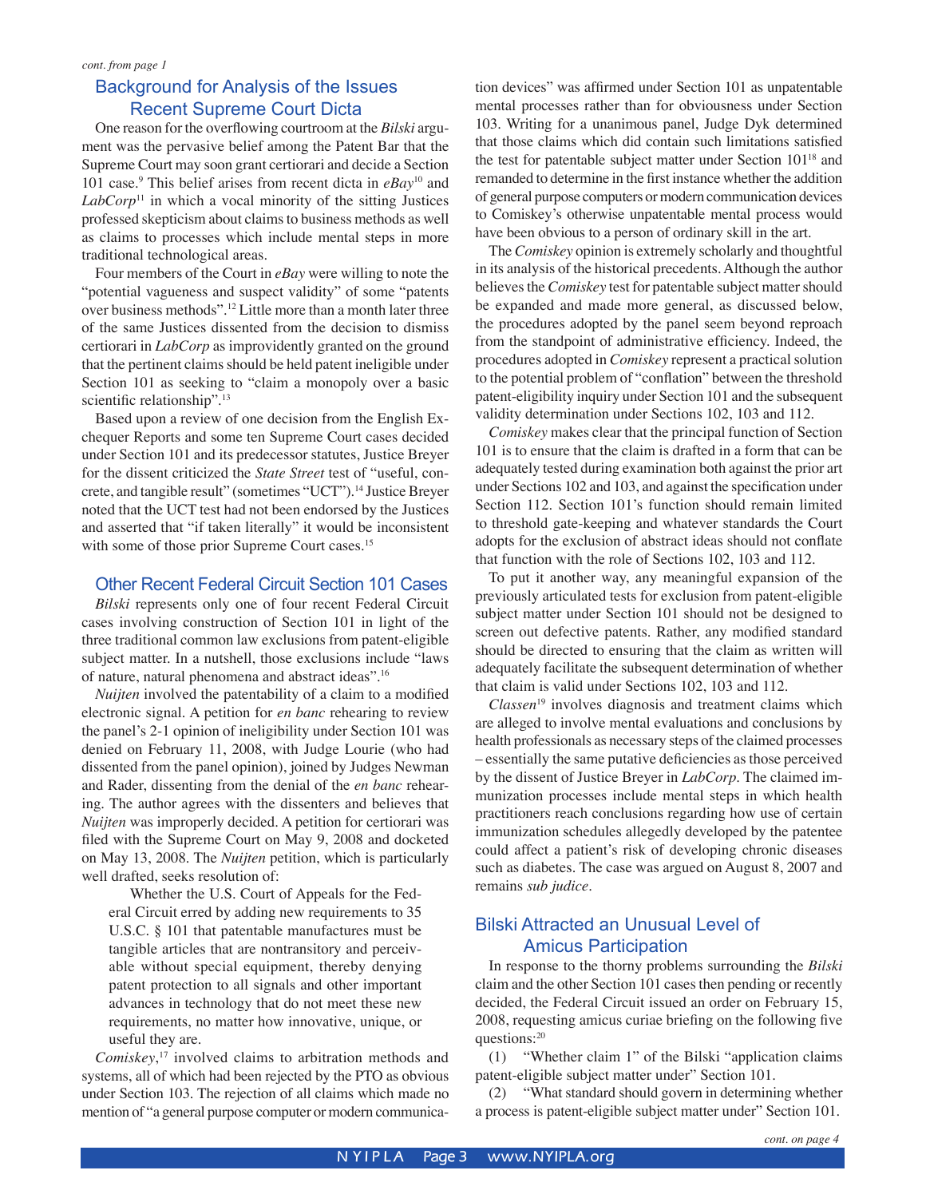*cont. from page 1*

## Background for Analysis of the Issues Recent Supreme Court Dicta

One reason for the overflowing courtroom at the *Bilski* argument was the pervasive belief among the Patent Bar that the Supreme Court may soon grant certiorari and decide a Section 101 case.[9] This belief arises from recent dicta in *eBay*[10] and *LabCorp*[11] in which a vocal minority of the sitting Justices professed skepticism about claims to business methods as well as claims to processes which include mental steps in more traditional technological areas.

Four members of the Court in *eBay* were willing to note the "potential vagueness and suspect validity" of some "patents over business methods".[12] Little more than a month later three of the same Justices dissented from the decision to dismiss certiorari in *LabCorp* as improvidently granted on the ground that the pertinent claims should be held patent ineligible under Section 101 as seeking to "claim a monopoly over a basic scientific relationship".[13]

Based upon a review of one decision from the English Exchequer Reports and some ten Supreme Court cases decided under Section 101 and its predecessor statutes, Justice Breyer for the dissent criticized the *State Street* test of "useful, concrete, and tangible result" (sometimes "UCT").[14] Justice Breyer noted that the UCT test had not been endorsed by the Justices and asserted that "if taken literally" it would be inconsistent with some of those prior Supreme Court cases.[15]

## Other Recent Federal Circuit Section 101 Cases

*Bilski* represents only one of four recent Federal Circuit cases involving construction of Section 101 in light of the three traditional common law exclusions from patent-eligible subject matter. In a nutshell, those exclusions include "laws of nature, natural phenomena and abstract ideas".[16]

*Nuijten* involved the patentability of a claim to a modified electronic signal. A petition for *en banc* rehearing to review the panel's 2-1 opinion of ineligibility under Section 101 was denied on February 11, 2008, with Judge Lourie (who had dissented from the panel opinion), joined by Judges Newman and Rader, dissenting from the denial of the *en banc* rehearing. The author agrees with the dissenters and believes that *Nuijten* was improperly decided. A petition for certiorari was filed with the Supreme Court on May 9, 2008 and docketed on May 13, 2008. The *Nuijten* petition, which is particularly well drafted, seeks resolution of:

> Whether the U.S. Court of Appeals for the Federal Circuit erred by adding new requirements to 35 U.S.C. § 101 that patentable manufactures must be tangible articles that are nontransitory and perceivable without special equipment, thereby denying patent protection to all signals and other important advances in technology that do not meet these new requirements, no matter how innovative, unique, or useful they are.

*Comiskey*,[17] involved claims to arbitration methods and systems, all of which had been rejected by the PTO as obvious under Section 103. The rejection of all claims which made no mention of "a general purpose computer or modern communication devices" was affirmed under Section 101 as unpatentable mental processes rather than for obviousness under Section 103. Writing for a unanimous panel, Judge Dyk determined that those claims which did contain such limitations satisfied the test for patentable subject matter under Section 101[18] and remanded to determine in the first instance whether the addition of general purpose computers or modern communication devices to Comiskey's otherwise unpatentable mental process would have been obvious to a person of ordinary skill in the art.

The *Comiskey* opinion is extremely scholarly and thoughtful in its analysis of the historical precedents. Although the author believes the *Comiskey* test for patentable subject matter should be expanded and made more general, as discussed below, the procedures adopted by the panel seem beyond reproach from the standpoint of administrative efficiency. Indeed, the procedures adopted in *Comiskey* represent a practical solution to the potential problem of "conflation" between the threshold patent-eligibility inquiry under Section 101 and the subsequent validity determination under Sections 102, 103 and 112.

*Comiskey* makes clear that the principal function of Section 101 is to ensure that the claim is drafted in a form that can be adequately tested during examination both against the prior art under Sections 102 and 103, and against the specification under Section 112. Section 101's function should remain limited to threshold gate-keeping and whatever standards the Court adopts for the exclusion of abstract ideas should not conflate that function with the role of Sections 102, 103 and 112.

To put it another way, any meaningful expansion of the previously articulated tests for exclusion from patent-eligible subject matter under Section 101 should not be designed to screen out defective patents. Rather, any modified standard should be directed to ensuring that the claim as written will adequately facilitate the subsequent determination of whether that claim is valid under Sections 102, 103 and 112.

*Classen*[19] involves diagnosis and treatment claims which are alleged to involve mental evaluations and conclusions by health professionals as necessary steps of the claimed processes – essentially the same putative deficiencies as those perceived by the dissent of Justice Breyer in *LabCorp*. The claimed immunization processes include mental steps in which health practitioners reach conclusions regarding how use of certain immunization schedules allegedly developed by the patentee could affect a patient's risk of developing chronic diseases such as diabetes. The case was argued on August 8, 2007 and remains *sub judice*.

## Bilski Attracted an Unusual Level of Amicus Participation

In response to the thorny problems surrounding the *Bilski* claim and the other Section 101 cases then pending or recently decided, the Federal Circuit issued an order on February 15, 2008, requesting amicus curiae briefing on the following five questions:[20]

(1) "Whether claim 1" of the Bilski "application claims patent-eligible subject matter under" Section 101.

(2) "What standard should govern in determining whether a process is patent-eligible subject matter under" Section 101.

*cont. on page 4*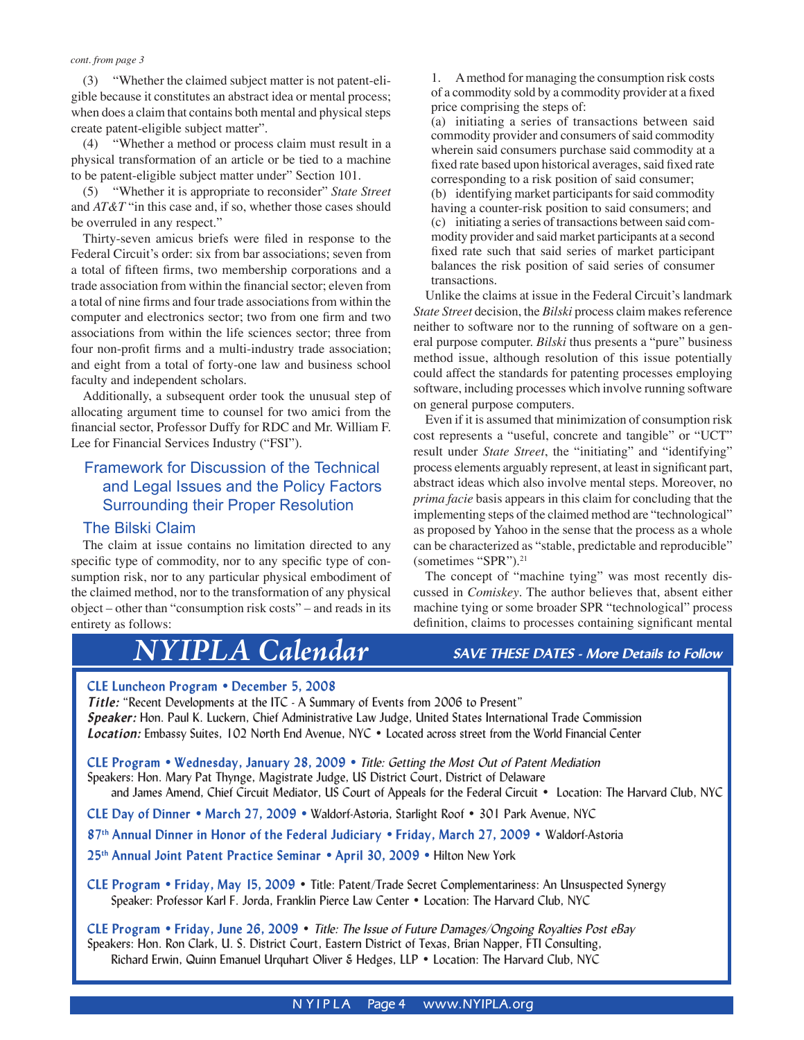*cont. from page 3*

(3) "Whether the claimed subject matter is not patent-eligible because it constitutes an abstract idea or mental process; when does a claim that contains both mental and physical steps create patent-eligible subject matter".

(4) "Whether a method or process claim must result in a physical transformation of an article or be tied to a machine to be patent-eligible subject matter under" Section 101.

(5) "Whether it is appropriate to reconsider" *State Street* and *AT&T* "in this case and, if so, whether those cases should be overruled in any respect."

Thirty-seven amicus briefs were filed in response to the Federal Circuit's order: six from bar associations; seven from a total of fifteen firms, two membership corporations and a trade association from within the financial sector; eleven from a total of nine firms and four trade associations from within the computer and electronics sector; two from one firm and two associations from within the life sciences sector; three from four non-profit firms and a multi-industry trade association; and eight from a total of forty-one law and business school faculty and independent scholars.

Additionally, a subsequent order took the unusual step of allocating argument time to counsel for two amici from the financial sector, Professor Duffy for RDC and Mr. William F. Lee for Financial Services Industry ("FSI").

## Framework for Discussion of the Technical and Legal Issues and the Policy Factors Surrounding their Proper Resolution

### The Bilski Claim

The claim at issue contains no limitation directed to any specific type of commodity, nor to any specific type of consumption risk, nor to any particular physical embodiment of the claimed method, nor to the transformation of any physical object – other than "consumption risk costs" – and reads in its entirety as follows:

> 1. A method for managing the consumption risk costs of a commodity sold by a commodity provider at a fixed price comprising the steps of:
>
> (a) initiating a series of transactions between said commodity provider and consumers of said commodity wherein said consumers purchase said commodity at a fixed rate based upon historical averages, said fixed rate corresponding to a risk position of said consumer;
>
> (b) identifying market participants for said commodity having a counter-risk position to said consumers; and
>
> (c) initiating a series of transactions between said commodity provider and said market participants at a second fixed rate such that said series of market participant balances the risk position of said series of consumer transactions.

Unlike the claims at issue in the Federal Circuit's landmark *State Street* decision, the *Bilski* process claim makes reference neither to software nor to the running of software on a general purpose computer. *Bilski* thus presents a "pure" business method issue, although resolution of this issue potentially could affect the standards for patenting processes employing software, including processes which involve running software on general purpose computers.

Even if it is assumed that minimization of consumption risk cost represents a "useful, concrete and tangible" or "UCT" result under *State Street*, the "initiating" and "identifying" process elements arguably represent, at least in significant part, abstract ideas which also involve mental steps. Moreover, no *prima facie* basis appears in this claim for concluding that the implementing steps of the claimed method are "technological" as proposed by Yahoo in the sense that the process as a whole can be characterized as "stable, predictable and reproducible" (sometimes "SPR").[21]

The concept of "machine tying" was most recently discussed in *Comiskey*. The author believes that, absent either machine tying or some broader SPR "technological" process definition, claims to processes containing significant mental

## NYIPLA Calendar

**SAVE THESE DATES - More Details to Follow**

**CLE Luncheon Program • December 5, 2008**
***Title:*** "Recent Developments at the ITC - A Summary of Events from 2006 to Present"
***Speaker:*** Hon. Paul K. Luckern, Chief Administrative Law Judge, United States International Trade Commission
***Location:*** Embassy Suites, 102 North End Avenue, NYC • Located across street from the World Financial Center

**CLE Program • Wednesday, January 28, 2009 •** *Title: Getting the Most Out of Patent Mediation*
Speakers: Hon. Mary Pat Thynge, Magistrate Judge, US District Court, District of Delaware and James Amend, Chief Circuit Mediator, US Court of Appeals for the Federal Circuit • Location: The Harvard Club, NYC

**CLE Day of Dinner • March 27, 2009 •** Waldorf-Astoria, Starlight Roof • 301 Park Avenue, NYC

**87th Annual Dinner in Honor of the Federal Judiciary • Friday, March 27, 2009 •** Waldorf-Astoria

**25th Annual Joint Patent Practice Seminar • April 30, 2009 •** Hilton New York

**CLE Program • Friday, May 15, 2009 •** Title: Patent/Trade Secret Complementariness: An Unsuspected Synergy
Speaker: Professor Karl F. Jorda, Franklin Pierce Law Center • Location: The Harvard Club, NYC

**CLE Program • Friday, June 26, 2009 •** *Title: The Issue of Future Damages/Ongoing Royalties Post eBay*
Speakers: Hon. Ron Clark, U. S. District Court, Eastern District of Texas, Brian Napper, FTI Consulting, Richard Erwin, Quinn Emanuel Urquhart Oliver & Hedges, LLP • Location: The Harvard Club, NYC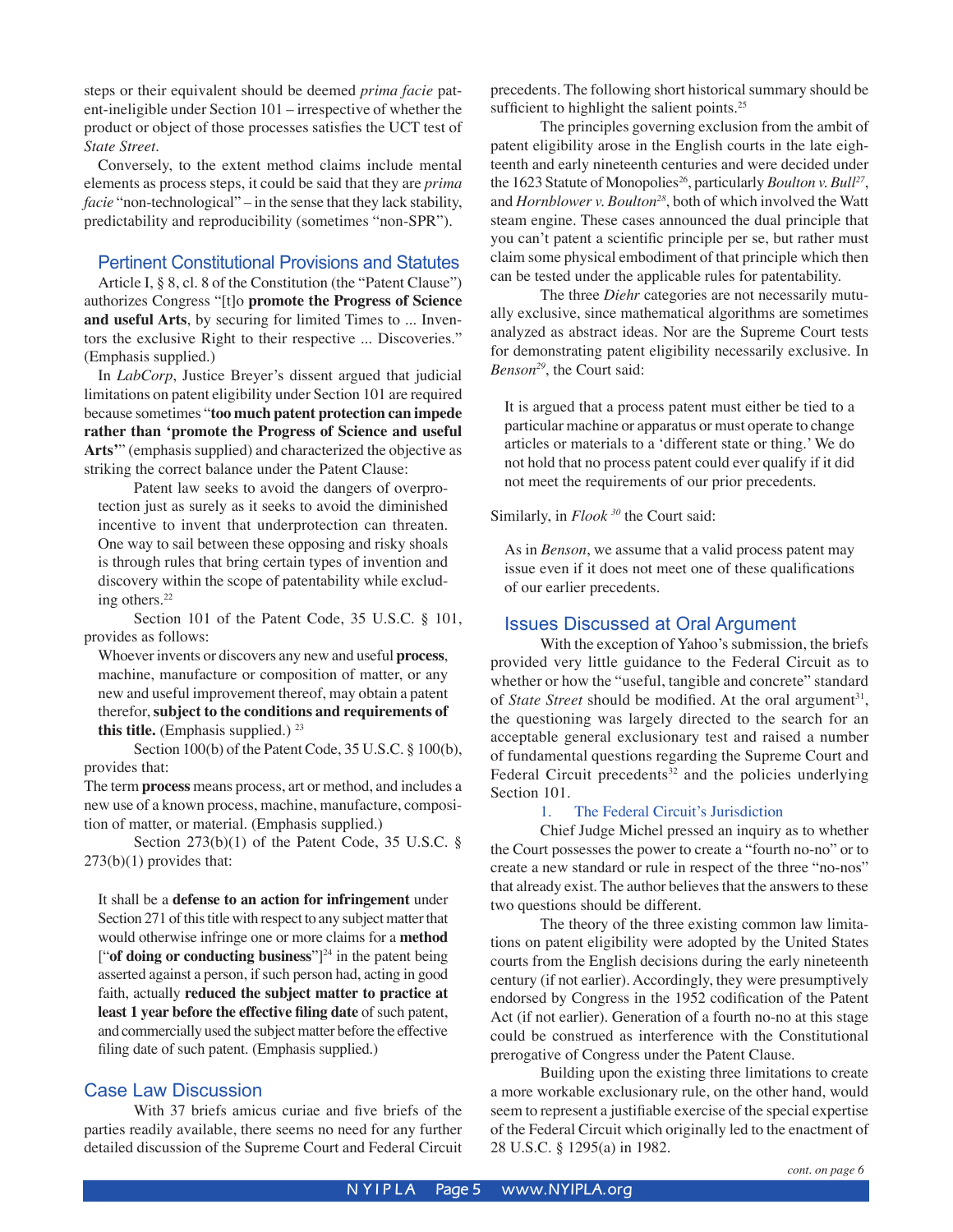steps or their equivalent should be deemed *prima facie* patent-ineligible under Section 101 – irrespective of whether the product or object of those processes satisfies the UCT test of *State Street*.

Conversely, to the extent method claims include mental elements as process steps, it could be said that they are *prima facie* "non-technological" – in the sense that they lack stability, predictability and reproducibility (sometimes "non-SPR").

## Pertinent Constitutional Provisions and Statutes

Article I, § 8, cl. 8 of the Constitution (the "Patent Clause") authorizes Congress "[t]o **promote the Progress of Science and useful Arts**, by securing for limited Times to ... Inventors the exclusive Right to their respective ... Discoveries." (Emphasis supplied.)

In *LabCorp*, Justice Breyer's dissent argued that judicial limitations on patent eligibility under Section 101 are required because sometimes "**too much patent protection can impede rather than 'promote the Progress of Science and useful Arts'**" (emphasis supplied) and characterized the objective as striking the correct balance under the Patent Clause:

> Patent law seeks to avoid the dangers of overprotection just as surely as it seeks to avoid the diminished incentive to invent that underprotection can threaten. One way to sail between these opposing and risky shoals is through rules that bring certain types of invention and discovery within the scope of patentability while excluding others.[22]

Section 101 of the Patent Code, 35 U.S.C. § 101, provides as follows:

> Whoever invents or discovers any new and useful **process**, machine, manufacture or composition of matter, or any new and useful improvement thereof, may obtain a patent therefor, **subject to the conditions and requirements of this title.** (Emphasis supplied.) [23]

Section 100(b) of the Patent Code, 35 U.S.C. § 100(b), provides that:

The term **process** means process, art or method, and includes a new use of a known process, machine, manufacture, composition of matter, or material. (Emphasis supplied.)

Section 273(b)(1) of the Patent Code, 35 U.S.C. § 273(b)(1) provides that:

> It shall be a **defense to an action for infringement** under Section 271 of this title with respect to any subject matter that would otherwise infringe one or more claims for a **method** ["**of doing or conducting business**"][24] in the patent being asserted against a person, if such person had, acting in good faith, actually **reduced the subject matter to practice at least 1 year before the effective filing date** of such patent, and commercially used the subject matter before the effective filing date of such patent. (Emphasis supplied.)

## Case Law Discussion

With 37 briefs amicus curiae and five briefs of the parties readily available, there seems no need for any further detailed discussion of the Supreme Court and Federal Circuit precedents. The following short historical summary should be sufficient to highlight the salient points.[25]

The principles governing exclusion from the ambit of patent eligibility arose in the English courts in the late eighteenth and early nineteenth centuries and were decided under the 1623 Statute of Monopolies[26], particularly *Boulton v. Bull*[27], and *Hornblower v. Boulton*[28], both of which involved the Watt steam engine. These cases announced the dual principle that you can't patent a scientific principle per se, but rather must claim some physical embodiment of that principle which then can be tested under the applicable rules for patentability.

The three *Diehr* categories are not necessarily mutually exclusive, since mathematical algorithms are sometimes analyzed as abstract ideas. Nor are the Supreme Court tests for demonstrating patent eligibility necessarily exclusive. In *Benson*[29], the Court said:

> It is argued that a process patent must either be tied to a particular machine or apparatus or must operate to change articles or materials to a 'different state or thing.' We do not hold that no process patent could ever qualify if it did not meet the requirements of our prior precedents.

Similarly, in *Flook*[30] the Court said:

> As in *Benson*, we assume that a valid process patent may issue even if it does not meet one of these qualifications of our earlier precedents.

## Issues Discussed at Oral Argument

With the exception of Yahoo's submission, the briefs provided very little guidance to the Federal Circuit as to whether or how the "useful, tangible and concrete" standard of *State Street* should be modified. At the oral argument[31], the questioning was largely directed to the search for an acceptable general exclusionary test and raised a number of fundamental questions regarding the Supreme Court and Federal Circuit precedents[32] and the policies underlying Section 101.

### 1. The Federal Circuit's Jurisdiction

Chief Judge Michel pressed an inquiry as to whether the Court possesses the power to create a "fourth no-no" or to create a new standard or rule in respect of the three "no-nos" that already exist. The author believes that the answers to these two questions should be different.

The theory of the three existing common law limitations on patent eligibility were adopted by the United States courts from the English decisions during the early nineteenth century (if not earlier). Accordingly, they were presumptively endorsed by Congress in the 1952 codification of the Patent Act (if not earlier). Generation of a fourth no-no at this stage could be construed as interference with the Constitutional prerogative of Congress under the Patent Clause.

Building upon the existing three limitations to create a more workable exclusionary rule, on the other hand, would seem to represent a justifiable exercise of the special expertise of the Federal Circuit which originally led to the enactment of 28 U.S.C. § 1295(a) in 1982.

*cont. on page 6*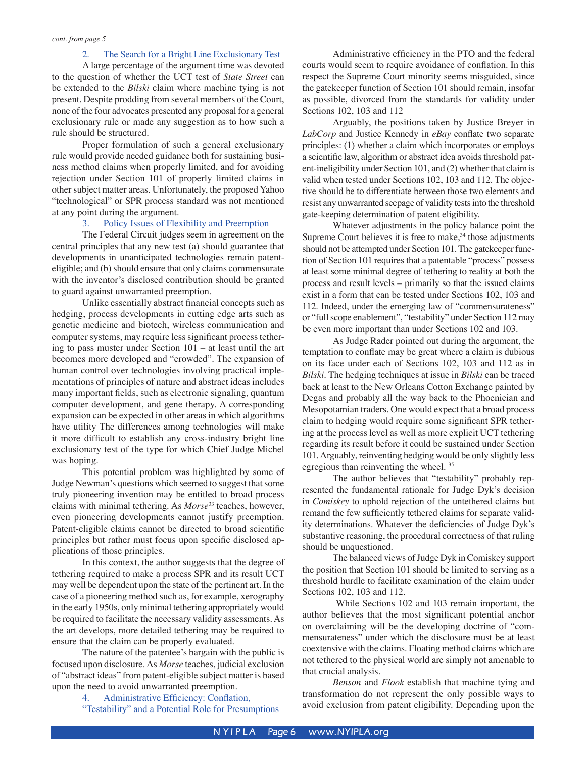*cont. from page 5*

### 2. The Search for a Bright Line Exclusionary Test

A large percentage of the argument time was devoted to the question of whether the UCT test of *State Street* can be extended to the *Bilski* claim where machine tying is not present. Despite prodding from several members of the Court, none of the four advocates presented any proposal for a general exclusionary rule or made any suggestion as to how such a rule should be structured.

Proper formulation of such a general exclusionary rule would provide needed guidance both for sustaining business method claims when properly limited, and for avoiding rejection under Section 101 of properly limited claims in other subject matter areas. Unfortunately, the proposed Yahoo "technological" or SPR process standard was not mentioned at any point during the argument.

### 3. Policy Issues of Flexibility and Preemption

The Federal Circuit judges seem in agreement on the central principles that any new test (a) should guarantee that developments in unanticipated technologies remain patent-eligible; and (b) should ensure that only claims commensurate with the inventor's disclosed contribution should be granted to guard against unwarranted preemption.

Unlike essentially abstract financial concepts such as hedging, process developments in cutting edge arts such as genetic medicine and biotech, wireless communication and computer systems, may require less significant process tethering to pass muster under Section 101 – at least until the art becomes more developed and "crowded". The expansion of human control over technologies involving practical implementations of principles of nature and abstract ideas includes many important fields, such as electronic signaling, quantum computer development, and gene therapy. A corresponding expansion can be expected in other areas in which algorithms have utility The differences among technologies will make it more difficult to establish any cross-industry bright line exclusionary test of the type for which Chief Judge Michel was hoping.

This potential problem was highlighted by some of Judge Newman's questions which seemed to suggest that some truly pioneering invention may be entitled to broad process claims with minimal tethering. As *Morse*[33] teaches, however, even pioneering developments cannot justify preemption. Patent-eligible claims cannot be directed to broad scientific principles but rather must focus upon specific disclosed applications of those principles.

In this context, the author suggests that the degree of tethering required to make a process SPR and its result UCT may well be dependent upon the state of the pertinent art. In the case of a pioneering method such as, for example, xerography in the early 1950s, only minimal tethering appropriately would be required to facilitate the necessary validity assessments. As the art develops, more detailed tethering may be required to ensure that the claim can be properly evaluated.

The nature of the patentee's bargain with the public is focused upon disclosure. As *Morse* teaches, judicial exclusion of "abstract ideas" from patent-eligible subject matter is based upon the need to avoid unwarranted preemption.

### 4. Administrative Efficiency: Conflation, "Testability" and a Potential Role for Presumptions

Administrative efficiency in the PTO and the federal courts would seem to require avoidance of conflation. In this respect the Supreme Court minority seems misguided, since the gatekeeper function of Section 101 should remain, insofar as possible, divorced from the standards for validity under Sections 102, 103 and 112

Arguably, the positions taken by Justice Breyer in *LabCorp* and Justice Kennedy in *eBay* conflate two separate principles: (1) whether a claim which incorporates or employs a scientific law, algorithm or abstract idea avoids threshold patent-ineligibility under Section 101, and (2) whether that claim is valid when tested under Sections 102, 103 and 112. The objective should be to differentiate between those two elements and resist any unwarranted seepage of validity tests into the threshold gate-keeping determination of patent eligibility.

Whatever adjustments in the policy balance point the Supreme Court believes it is free to make,[34] those adjustments should not be attempted under Section 101. The gatekeeper function of Section 101 requires that a patentable "process" possess at least some minimal degree of tethering to reality at both the process and result levels – primarily so that the issued claims exist in a form that can be tested under Sections 102, 103 and 112. Indeed, under the emerging law of "commensurateness" or "full scope enablement", "testability" under Section 112 may be even more important than under Sections 102 and 103.

As Judge Rader pointed out during the argument, the temptation to conflate may be great where a claim is dubious on its face under each of Sections 102, 103 and 112 as in *Bilski*. The hedging techniques at issue in *Bilski* can be traced back at least to the New Orleans Cotton Exchange painted by Degas and probably all the way back to the Phoenician and Mesopotamian traders. One would expect that a broad process claim to hedging would require some significant SPR tethering at the process level as well as more explicit UCT tethering regarding its result before it could be sustained under Section 101. Arguably, reinventing hedging would be only slightly less egregious than reinventing the wheel. [35]

The author believes that "testability" probably represented the fundamental rationale for Judge Dyk's decision in *Comiskey* to uphold rejection of the untethered claims but remand the few sufficiently tethered claims for separate validity determinations. Whatever the deficiencies of Judge Dyk's substantive reasoning, the procedural correctness of that ruling should be unquestioned.

The balanced views of Judge Dyk in Comiskey support the position that Section 101 should be limited to serving as a threshold hurdle to facilitate examination of the claim under Sections 102, 103 and 112.

While Sections 102 and 103 remain important, the author believes that the most significant potential anchor on overclaiming will be the developing doctrine of "commensurateness" under which the disclosure must be at least coextensive with the claims. Floating method claims which are not tethered to the physical world are simply not amenable to that crucial analysis.

*Benson* and *Flook* establish that machine tying and transformation do not represent the only possible ways to avoid exclusion from patent eligibility. Depending upon the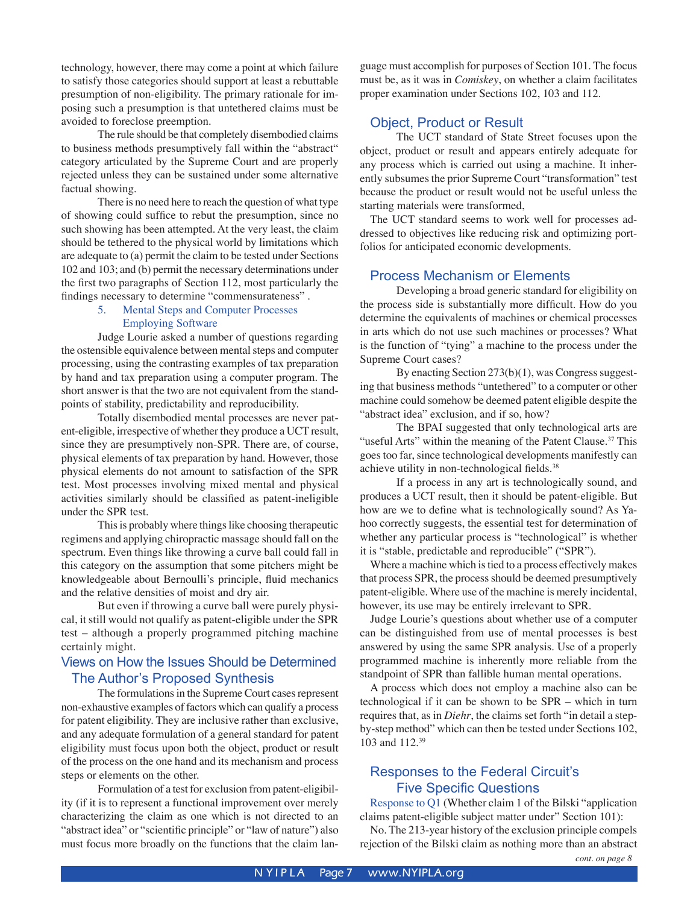technology, however, there may come a point at which failure to satisfy those categories should support at least a rebuttable presumption of non-eligibility. The primary rationale for imposing such a presumption is that untethered claims must be avoided to foreclose preemption.

The rule should be that completely disembodied claims to business methods presumptively fall within the "abstract" category articulated by the Supreme Court and are properly rejected unless they can be sustained under some alternative factual showing.

There is no need here to reach the question of what type of showing could suffice to rebut the presumption, since no such showing has been attempted. At the very least, the claim should be tethered to the physical world by limitations which are adequate to (a) permit the claim to be tested under Sections 102 and 103; and (b) permit the necessary determinations under the first two paragraphs of Section 112, most particularly the findings necessary to determine "commensurateness" .

### 5. Mental Steps and Computer Processes Employing Software

Judge Lourie asked a number of questions regarding the ostensible equivalence between mental steps and computer processing, using the contrasting examples of tax preparation by hand and tax preparation using a computer program. The short answer is that the two are not equivalent from the standpoints of stability, predictability and reproducibility.

Totally disembodied mental processes are never patent-eligible, irrespective of whether they produce a UCT result, since they are presumptively non-SPR. There are, of course, physical elements of tax preparation by hand. However, those physical elements do not amount to satisfaction of the SPR test. Most processes involving mixed mental and physical activities similarly should be classified as patent-ineligible under the SPR test.

This is probably where things like choosing therapeutic regimens and applying chiropractic massage should fall on the spectrum. Even things like throwing a curve ball could fall in this category on the assumption that some pitchers might be knowledgeable about Bernoulli's principle, fluid mechanics and the relative densities of moist and dry air.

But even if throwing a curve ball were purely physical, it still would not qualify as patent-eligible under the SPR test – although a properly programmed pitching machine certainly might.

## Views on How the Issues Should be Determined The Author's Proposed Synthesis

The formulations in the Supreme Court cases represent non-exhaustive examples of factors which can qualify a process for patent eligibility. They are inclusive rather than exclusive, and any adequate formulation of a general standard for patent eligibility must focus upon both the object, product or result of the process on the one hand and its mechanism and process steps or elements on the other.

Formulation of a test for exclusion from patent-eligibility (if it is to represent a functional improvement over merely characterizing the claim as one which is not directed to an "abstract idea" or "scientific principle" or "law of nature") also must focus more broadly on the functions that the claim language must accomplish for purposes of Section 101. The focus must be, as it was in *Comiskey*, on whether a claim facilitates proper examination under Sections 102, 103 and 112.

### Object, Product or Result

The UCT standard of State Street focuses upon the object, product or result and appears entirely adequate for any process which is carried out using a machine. It inherently subsumes the prior Supreme Court "transformation" test because the product or result would not be useful unless the starting materials were transformed,

The UCT standard seems to work well for processes addressed to objectives like reducing risk and optimizing portfolios for anticipated economic developments.

### Process Mechanism or Elements

Developing a broad generic standard for eligibility on the process side is substantially more difficult. How do you determine the equivalents of machines or chemical processes in arts which do not use such machines or processes? What is the function of "tying" a machine to the process under the Supreme Court cases?

By enacting Section 273(b)(1), was Congress suggesting that business methods "untethered" to a computer or other machine could somehow be deemed patent eligible despite the "abstract idea" exclusion, and if so, how?

The BPAI suggested that only technological arts are "useful Arts" within the meaning of the Patent Clause.[37] This goes too far, since technological developments manifestly can achieve utility in non-technological fields.[38]

If a process in any art is technologically sound, and produces a UCT result, then it should be patent-eligible. But how are we to define what is technologically sound? As Yahoo correctly suggests, the essential test for determination of whether any particular process is "technological" is whether it is "stable, predictable and reproducible" ("SPR").

Where a machine which is tied to a process effectively makes that process SPR, the process should be deemed presumptively patent-eligible. Where use of the machine is merely incidental, however, its use may be entirely irrelevant to SPR.

Judge Lourie's questions about whether use of a computer can be distinguished from use of mental processes is best answered by using the same SPR analysis. Use of a properly programmed machine is inherently more reliable from the standpoint of SPR than fallible human mental operations.

A process which does not employ a machine also can be technological if it can be shown to be SPR – which in turn requires that, as in *Diehr*, the claims set forth "in detail a step-by-step method" which can then be tested under Sections 102, 103 and 112.[39]

## Responses to the Federal Circuit's Five Specific Questions

Response to Q1 (Whether claim 1 of the Bilski "application claims patent-eligible subject matter under" Section 101):

No. The 213-year history of the exclusion principle compels rejection of the Bilski claim as nothing more than an abstract

*cont. on page 8*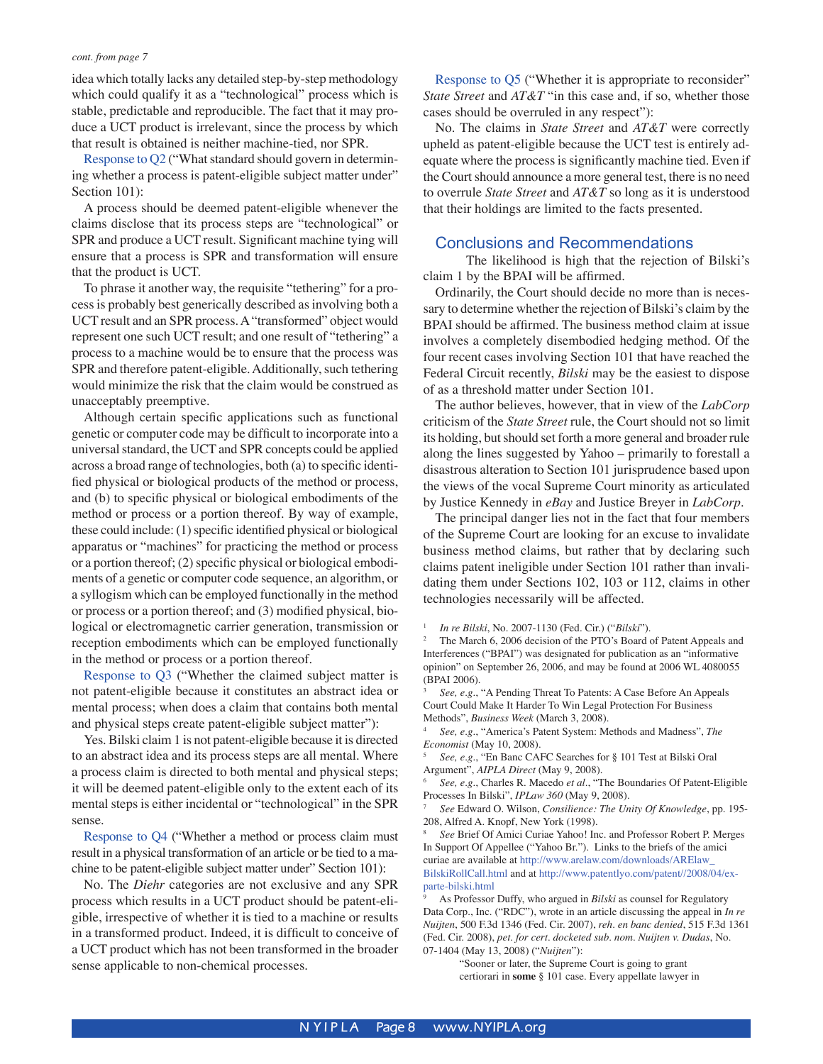*cont. from page 7*

idea which totally lacks any detailed step-by-step methodology which could qualify it as a "technological" process which is stable, predictable and reproducible. The fact that it may produce a UCT product is irrelevant, since the process by which that result is obtained is neither machine-tied, nor SPR.

Response to Q2 ("What standard should govern in determining whether a process is patent-eligible subject matter under" Section 101):

A process should be deemed patent-eligible whenever the claims disclose that its process steps are "technological" or SPR and produce a UCT result. Significant machine tying will ensure that a process is SPR and transformation will ensure that the product is UCT.

To phrase it another way, the requisite "tethering" for a process is probably best generically described as involving both a UCT result and an SPR process. A "transformed" object would represent one such UCT result; and one result of "tethering" a process to a machine would be to ensure that the process was SPR and therefore patent-eligible. Additionally, such tethering would minimize the risk that the claim would be construed as unacceptably preemptive.

Although certain specific applications such as functional genetic or computer code may be difficult to incorporate into a universal standard, the UCT and SPR concepts could be applied across a broad range of technologies, both (a) to specific identified physical or biological products of the method or process, and (b) to specific physical or biological embodiments of the method or process or a portion thereof. By way of example, these could include: (1) specific identified physical or biological apparatus or "machines" for practicing the method or process or a portion thereof; (2) specific physical or biological embodiments of a genetic or computer code sequence, an algorithm, or a syllogism which can be employed functionally in the method or process or a portion thereof; and (3) modified physical, biological or electromagnetic carrier generation, transmission or reception embodiments which can be employed functionally in the method or process or a portion thereof.

Response to Q3 ("Whether the claimed subject matter is not patent-eligible because it constitutes an abstract idea or mental process; when does a claim that contains both mental and physical steps create patent-eligible subject matter"):

Yes. Bilski claim 1 is not patent-eligible because it is directed to an abstract idea and its process steps are all mental. Where a process claim is directed to both mental and physical steps; it will be deemed patent-eligible only to the extent each of its mental steps is either incidental or "technological" in the SPR sense.

Response to Q4 ("Whether a method or process claim must result in a physical transformation of an article or be tied to a machine to be patent-eligible subject matter under" Section 101):

No. The *Diehr* categories are not exclusive and any SPR process which results in a UCT product should be patent-eligible, irrespective of whether it is tied to a machine or results in a transformed product. Indeed, it is difficult to conceive of a UCT product which has not been transformed in the broader sense applicable to non-chemical processes.

Response to Q5 ("Whether it is appropriate to reconsider" *State Street* and *AT&T* "in this case and, if so, whether those cases should be overruled in any respect"):

No. The claims in *State Street* and *AT&T* were correctly upheld as patent-eligible because the UCT test is entirely adequate where the process is significantly machine tied. Even if the Court should announce a more general test, there is no need to overrule *State Street* and *AT&T* so long as it is understood that their holdings are limited to the facts presented.

## Conclusions and Recommendations

The likelihood is high that the rejection of Bilski's claim 1 by the BPAI will be affirmed.

Ordinarily, the Court should decide no more than is necessary to determine whether the rejection of Bilski's claim by the BPAI should be affirmed. The business method claim at issue involves a completely disembodied hedging method. Of the four recent cases involving Section 101 that have reached the Federal Circuit recently, *Bilski* may be the easiest to dispose of as a threshold matter under Section 101.

The author believes, however, that in view of the *LabCorp* criticism of the *State Street* rule, the Court should not so limit its holding, but should set forth a more general and broader rule along the lines suggested by Yahoo – primarily to forestall a disastrous alteration to Section 101 jurisprudence based upon the views of the vocal Supreme Court minority as articulated by Justice Kennedy in *eBay* and Justice Breyer in *LabCorp*.

The principal danger lies not in the fact that four members of the Supreme Court are looking for an excuse to invalidate business method claims, but rather that by declaring such claims patent ineligible under Section 101 rather than invalidating them under Sections 102, 103 or 112, claims in other technologies necessarily will be affected.

---

[1] *In re Bilski*, No. 2007-1130 (Fed. Cir.) ("*Bilski*").

[2] The March 6, 2006 decision of the PTO's Board of Patent Appeals and Interferences ("BPAI") was designated for publication as an "informative opinion" on September 26, 2006, and may be found at 2006 WL 4080055 (BPAI 2006).

[3] *See, e.g.*, "A Pending Threat To Patents: A Case Before An Appeals Court Could Make It Harder To Win Legal Protection For Business Methods", *Business Week* (March 3, 2008).

[4] *See, e.g.*, "America's Patent System: Methods and Madness", *The Economist* (May 10, 2008).

[5] *See, e.g.*, "En Banc CAFC Searches for § 101 Test at Bilski Oral Argument", *AIPLA Direct* (May 9, 2008).

[6] *See, e.g.*, Charles R. Macedo *et al.*, "The Boundaries Of Patent-Eligible Processes In Bilski", *IPLaw 360* (May 9, 2008).

[7] *See* Edward O. Wilson, *Consilience: The Unity Of Knowledge*, pp. 195-208, Alfred A. Knopf, New York (1998).

[8] *See* Brief Of Amici Curiae Yahoo! Inc. and Professor Robert P. Merges In Support Of Appellee ("Yahoo Br."). Links to the briefs of the amici curiae are available at http://www.arelaw.com/downloads/ARElaw_BilskiRollCall.html and at http://www.patentlyo.com/patent//2008/04/ex-parte-bilski.html

[9] As Professor Duffy, who argued in *Bilski* as counsel for Regulatory Data Corp., Inc. ("RDC"), wrote in an article discussing the appeal in *In re Nuijten*, 500 F.3d 1346 (Fed. Cir. 2007), *reh. en banc denied*, 515 F.3d 1361 (Fed. Cir. 2008), *pet. for cert. docketed sub. nom. Nuijten v. Dudas*, No. 07-1404 (May 13, 2008) ("*Nuijten*"):

> "Sooner or later, the Supreme Court is going to grant certiorari in **some** § 101 case. Every appellate lawyer in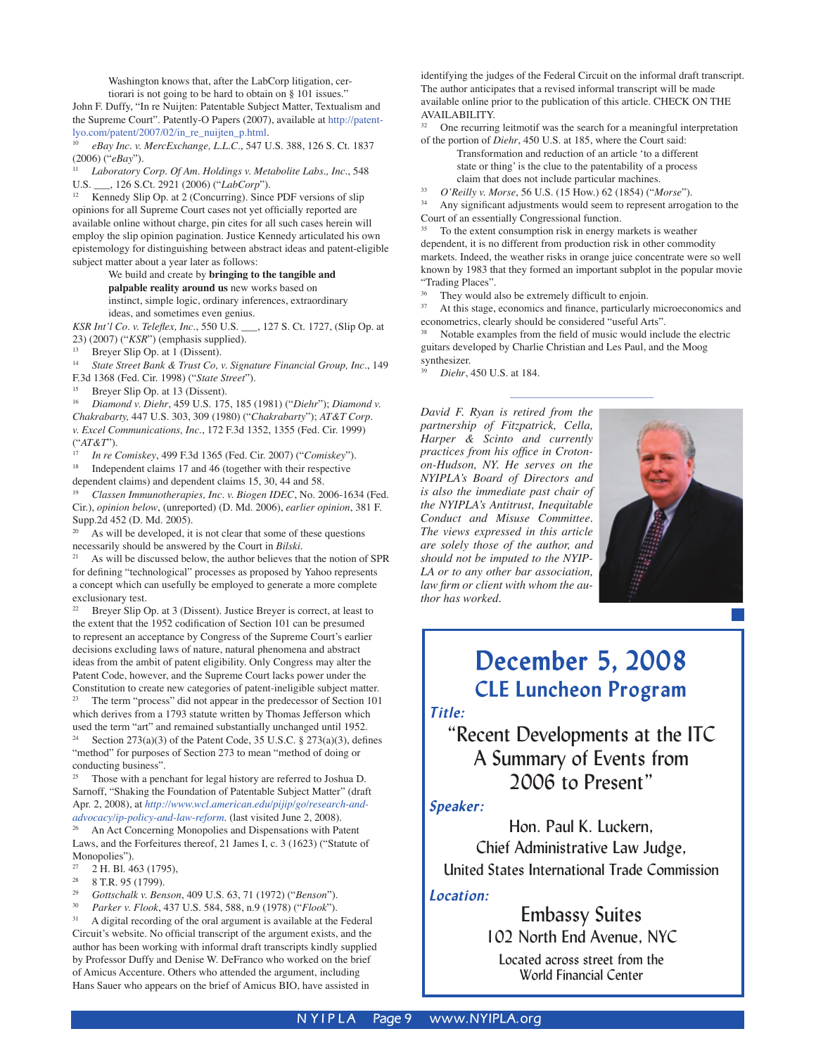> Washington knows that, after the LabCorp litigation, certiorari is not going to be hard to obtain on § 101 issues."

John F. Duffy, "In re Nuijten: Patentable Subject Matter, Textualism and the Supreme Court". Patently-O Papers (2007), available at http://patentlyo.com/patent/2007/02/in_re_nuijten_p.html.

[10] *eBay Inc. v. MercExchange, L.L.C.*, 547 U.S. 388, 126 S. Ct. 1837 (2006) ("*eBay*").

[11] *Laboratory Corp. Of Am. Holdings v. Metabolite Labs., Inc.*, 548 U.S. ___, 126 S.Ct. 2921 (2006) ("*LabCorp*").

[12] Kennedy Slip Op. at 2 (Concurring). Since PDF versions of slip opinions for all Supreme Court cases not yet officially reported are available online without charge, pin cites for all such cases herein will employ the slip opinion pagination. Justice Kennedy articulated his own epistemology for distinguishing between abstract ideas and patent-eligible subject matter about a year later as follows:

> We build and create by **bringing to the tangible and palpable reality around us** new works based on instinct, simple logic, ordinary inferences, extraordinary ideas, and sometimes even genius.

*KSR Int'l Co. v. Teleflex, Inc.*, 550 U.S. ___, 127 S. Ct. 1727, (Slip Op. at 23) (2007) ("*KSR*") (emphasis supplied).

[13] Breyer Slip Op. at 1 (Dissent).

[14] *State Street Bank & Trust Co, v. Signature Financial Group, Inc*., 149 F.3d 1368 (Fed. Cir. 1998) ("*State Street*").

[15] Breyer Slip Op. at 13 (Dissent).

[16] *Diamond v. Diehr*, 459 U.S. 175, 185 (1981) ("*Diehr*"); *Diamond v. Chakrabarty,* 447 U.S. 303, 309 (1980) ("*Chakrabarty*"); *AT&T Corp. v. Excel Communications, Inc*., 172 F.3d 1352, 1355 (Fed. Cir. 1999) ("*AT&T*").

[17] *In re Comiskey*, 499 F.3d 1365 (Fed. Cir. 2007) ("*Comiskey*").

[18] Independent claims 17 and 46 (together with their respective dependent claims) and dependent claims 15, 30, 44 and 58.

[19] *Classen Immunotherapies, Inc. v. Biogen IDEC*, No. 2006-1634 (Fed. Cir.), *opinion below*, (unreported) (D. Md. 2006), *earlier opinion*, 381 F. Supp.2d 452 (D. Md. 2005).

[20] As will be developed, it is not clear that some of these questions necessarily should be answered by the Court in *Bilski*.

[21] As will be discussed below, the author believes that the notion of SPR for defining "technological" processes as proposed by Yahoo represents a concept which can usefully be employed to generate a more complete exclusionary test.

[22] Breyer Slip Op. at 3 (Dissent). Justice Breyer is correct, at least to the extent that the 1952 codification of Section 101 can be presumed to represent an acceptance by Congress of the Supreme Court's earlier decisions excluding laws of nature, natural phenomena and abstract ideas from the ambit of patent eligibility. Only Congress may alter the Patent Code, however, and the Supreme Court lacks power under the Constitution to create new categories of patent-ineligible subject matter.

[23] The term "process" did not appear in the predecessor of Section 101 which derives from a 1793 statute written by Thomas Jefferson which used the term "art" and remained substantially unchanged until 1952.

[24] Section 273(a)(3) of the Patent Code, 35 U.S.C. § 273(a)(3), defines "method" for purposes of Section 273 to mean "method of doing or conducting business".

[25] Those with a penchant for legal history are referred to Joshua D. Sarnoff, "Shaking the Foundation of Patentable Subject Matter" (draft Apr. 2, 2008), at *http://www.wcl.american.edu/pijip/go/research-and-advocacy/ip-policy-and-law-reform*. (last visited June 2, 2008).

[26] An Act Concerning Monopolies and Dispensations with Patent Laws, and the Forfeitures thereof, 21 James I, c. 3 (1623) ("Statute of Monopolies").

[27] 2 H. Bl. 463 (1795),

[28] 8 T.R. 95 (1799).

[29] *Gottschalk v. Benson*, 409 U.S. 63, 71 (1972) ("*Benson*").

[30] *Parker v. Flook*, 437 U.S. 584, 588, n.9 (1978) ("*Flook*").

[31] A digital recording of the oral argument is available at the Federal Circuit's website. No official transcript of the argument exists, and the author has been working with informal draft transcripts kindly supplied by Professor Duffy and Denise W. DeFranco who worked on the brief of Amicus Accenture. Others who attended the argument, including Hans Sauer who appears on the brief of Amicus BIO, have assisted in identifying the judges of the Federal Circuit on the informal draft transcript. The author anticipates that a revised informal transcript will be made available online prior to the publication of this article. CHECK ON THE AVAILABILITY.

[32] One recurring leitmotif was the search for a meaningful interpretation of the portion of *Diehr*, 450 U.S. at 185, where the Court said:

> Transformation and reduction of an article 'to a different state or thing' is the clue to the patentability of a process claim that does not include particular machines.

[33] *O'Reilly v. Morse*, 56 U.S. (15 How.) 62 (1854) ("*Morse*").

[34] Any significant adjustments would seem to represent arrogation to the Court of an essentially Congressional function.

[35] To the extent consumption risk in energy markets is weather dependent, it is no different from production risk in other commodity markets. Indeed, the weather risks in orange juice concentrate were so well known by 1983 that they formed an important subplot in the popular movie "Trading Places".

[36] They would also be extremely difficult to enjoin.

[37] At this stage, economics and finance, particularly microeconomics and econometrics, clearly should be considered "useful Arts".

[38] Notable examples from the field of music would include the electric guitars developed by Charlie Christian and Les Paul, and the Moog synthesizer.

[39] *Diehr*, 450 U.S. at 184.

---

*David F. Ryan is retired from the partnership of Fitzpatrick, Cella, Harper & Scinto and currently practices from his office in Croton-on-Hudson, NY. He serves on the NYIPLA's Board of Directors and is also the immediate past chair of the NYIPLA's Antitrust, Inequitable Conduct and Misuse Committee. The views expressed in this article are solely those of the author, and should not be imputed to the NYIPLA or to any other bar association, law firm or client with whom the author has worked.*

---

## December 5, 2008
### CLE Luncheon Program

***Title:***

"Recent Developments at the ITC A Summary of Events from 2006 to Present"

***Speaker:***

Hon. Paul K. Luckern,
Chief Administrative Law Judge,
United States International Trade Commission

***Location:***

Embassy Suites
102 North End Avenue, NYC
Located across street from the World Financial Center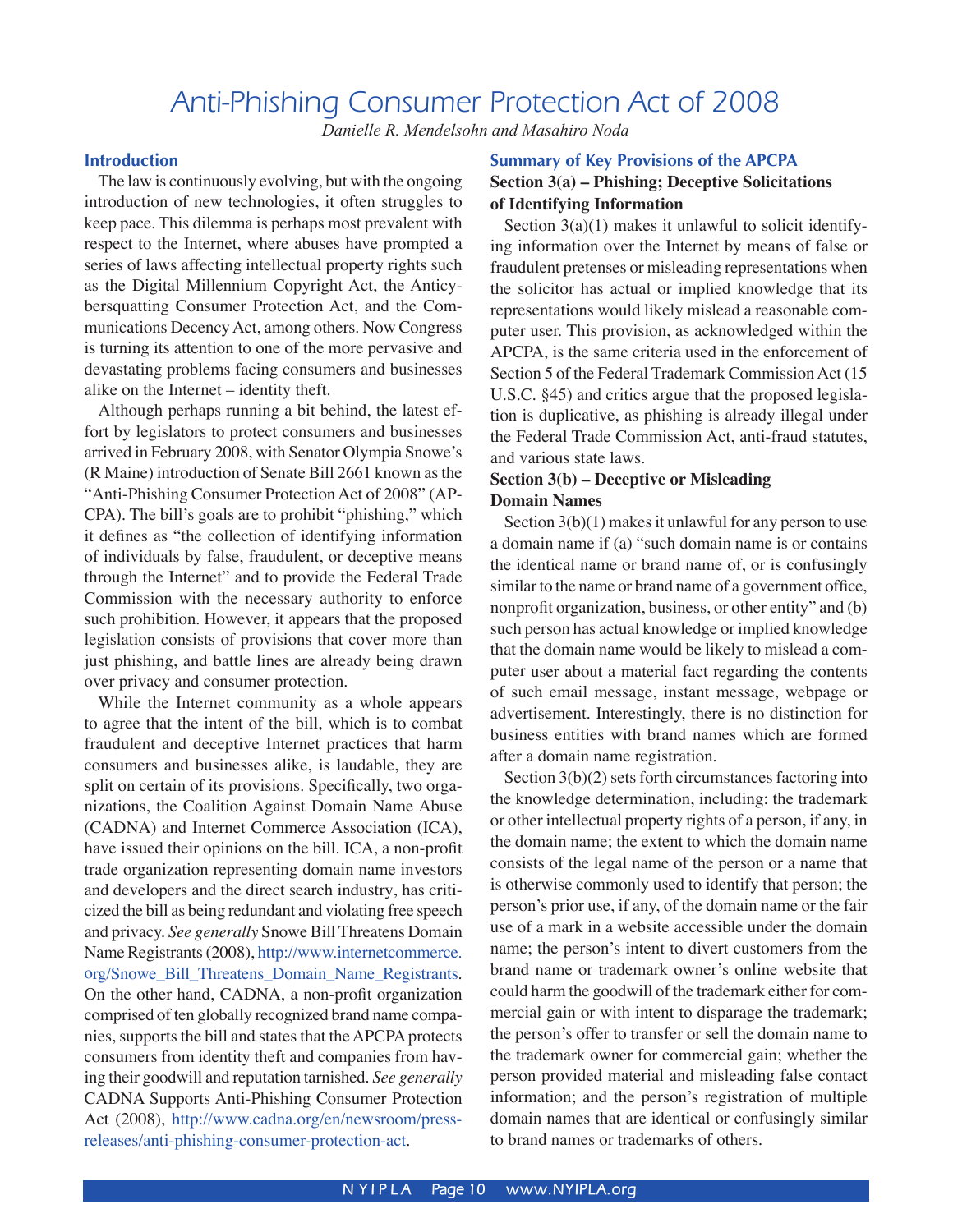# Anti-Phishing Consumer Protection Act of 2008

*Danielle R. Mendelsohn and Masahiro Noda*

## Introduction

The law is continuously evolving, but with the ongoing introduction of new technologies, it often struggles to keep pace. This dilemma is perhaps most prevalent with respect to the Internet, where abuses have prompted a series of laws affecting intellectual property rights such as the Digital Millennium Copyright Act, the Anticybersquatting Consumer Protection Act, and the Communications Decency Act, among others. Now Congress is turning its attention to one of the more pervasive and devastating problems facing consumers and businesses alike on the Internet – identity theft.

Although perhaps running a bit behind, the latest effort by legislators to protect consumers and businesses arrived in February 2008, with Senator Olympia Snowe's (R Maine) introduction of Senate Bill 2661 known as the "Anti-Phishing Consumer Protection Act of 2008" (APCPA). The bill's goals are to prohibit "phishing," which it defines as "the collection of identifying information of individuals by false, fraudulent, or deceptive means through the Internet" and to provide the Federal Trade Commission with the necessary authority to enforce such prohibition. However, it appears that the proposed legislation consists of provisions that cover more than just phishing, and battle lines are already being drawn over privacy and consumer protection.

While the Internet community as a whole appears to agree that the intent of the bill, which is to combat fraudulent and deceptive Internet practices that harm consumers and businesses alike, is laudable, they are split on certain of its provisions. Specifically, two organizations, the Coalition Against Domain Name Abuse (CADNA) and Internet Commerce Association (ICA), have issued their opinions on the bill. ICA, a non-profit trade organization representing domain name investors and developers and the direct search industry, has criticized the bill as being redundant and violating free speech and privacy. *See generally* Snowe Bill Threatens Domain Name Registrants (2008), http://www.internetcommerce.org/Snowe_Bill_Threatens_Domain_Name_Registrants. On the other hand, CADNA, a non-profit organization comprised of ten globally recognized brand name companies, supports the bill and states that the APCPA protects consumers from identity theft and companies from having their goodwill and reputation tarnished. *See generally* CADNA Supports Anti-Phishing Consumer Protection Act (2008), http://www.cadna.org/en/newsroom/press-releases/anti-phishing-consumer-protection-act.

## Summary of Key Provisions of the APCPA

### Section 3(a) – Phishing; Deceptive Solicitations of Identifying Information

Section 3(a)(1) makes it unlawful to solicit identifying information over the Internet by means of false or fraudulent pretenses or misleading representations when the solicitor has actual or implied knowledge that its representations would likely mislead a reasonable computer user. This provision, as acknowledged within the APCPA, is the same criteria used in the enforcement of Section 5 of the Federal Trademark Commission Act (15 U.S.C. §45) and critics argue that the proposed legislation is duplicative, as phishing is already illegal under the Federal Trade Commission Act, anti-fraud statutes, and various state laws.

### Section 3(b) – Deceptive or Misleading Domain Names

Section 3(b)(1) makes it unlawful for any person to use a domain name if (a) "such domain name is or contains the identical name or brand name of, or is confusingly similar to the name or brand name of a government office, nonprofit organization, business, or other entity" and (b) such person has actual knowledge or implied knowledge that the domain name would be likely to mislead a computer user about a material fact regarding the contents of such email message, instant message, webpage or advertisement. Interestingly, there is no distinction for business entities with brand names which are formed after a domain name registration.

Section 3(b)(2) sets forth circumstances factoring into the knowledge determination, including: the trademark or other intellectual property rights of a person, if any, in the domain name; the extent to which the domain name consists of the legal name of the person or a name that is otherwise commonly used to identify that person; the person's prior use, if any, of the domain name or the fair use of a mark in a website accessible under the domain name; the person's intent to divert customers from the brand name or trademark owner's online website that could harm the goodwill of the trademark either for commercial gain or with intent to disparage the trademark; the person's offer to transfer or sell the domain name to the trademark owner for commercial gain; whether the person provided material and misleading false contact information; and the person's registration of multiple domain names that are identical or confusingly similar to brand names or trademarks of others.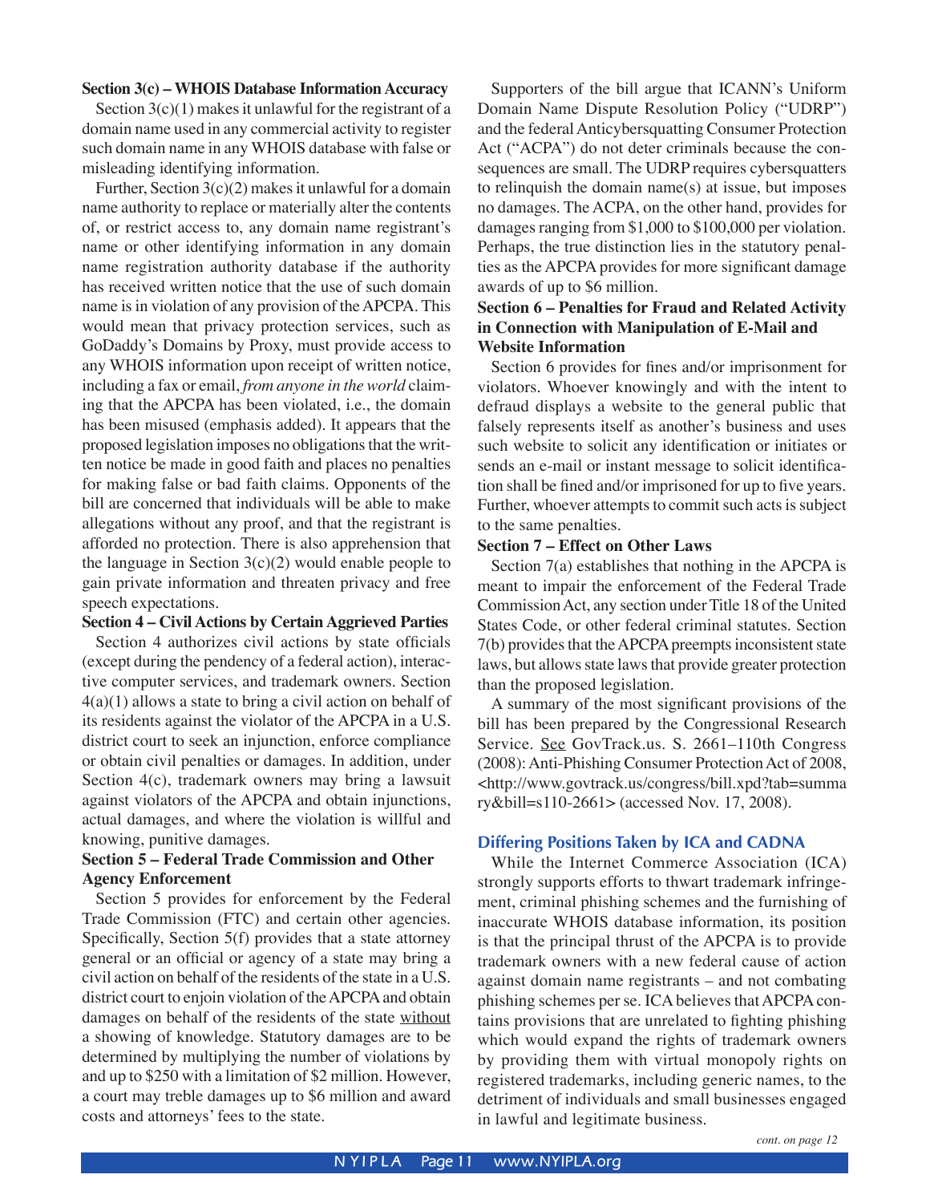**Section 3(c) – WHOIS Database Information Accuracy**

Section 3(c)(1) makes it unlawful for the registrant of a domain name used in any commercial activity to register such domain name in any WHOIS database with false or misleading identifying information.

Further, Section 3(c)(2) makes it unlawful for a domain name authority to replace or materially alter the contents of, or restrict access to, any domain name registrant's name or other identifying information in any domain name registration authority database if the authority has received written notice that the use of such domain name is in violation of any provision of the APCPA. This would mean that privacy protection services, such as GoDaddy's Domains by Proxy, must provide access to any WHOIS information upon receipt of written notice, including a fax or email, *from anyone in the world* claiming that the APCPA has been violated, i.e., the domain has been misused (emphasis added). It appears that the proposed legislation imposes no obligations that the written notice be made in good faith and places no penalties for making false or bad faith claims. Opponents of the bill are concerned that individuals will be able to make allegations without any proof, and that the registrant is afforded no protection. There is also apprehension that the language in Section 3(c)(2) would enable people to gain private information and threaten privacy and free speech expectations.

**Section 4 – Civil Actions by Certain Aggrieved Parties**

Section 4 authorizes civil actions by state officials (except during the pendency of a federal action), interactive computer services, and trademark owners. Section 4(a)(1) allows a state to bring a civil action on behalf of its residents against the violator of the APCPA in a U.S. district court to seek an injunction, enforce compliance or obtain civil penalties or damages. In addition, under Section 4(c), trademark owners may bring a lawsuit against violators of the APCPA and obtain injunctions, actual damages, and where the violation is willful and knowing, punitive damages.

**Section 5 – Federal Trade Commission and Other Agency Enforcement**

Section 5 provides for enforcement by the Federal Trade Commission (FTC) and certain other agencies. Specifically, Section 5(f) provides that a state attorney general or an official or agency of a state may bring a civil action on behalf of the residents of the state in a U.S. district court to enjoin violation of the APCPA and obtain damages on behalf of the residents of the state without a showing of knowledge. Statutory damages are to be determined by multiplying the number of violations by and up to $250 with a limitation of $2 million. However, a court may treble damages up to $6 million and award costs and attorneys' fees to the state.

Supporters of the bill argue that ICANN's Uniform Domain Name Dispute Resolution Policy ("UDRP") and the federal Anticybersquatting Consumer Protection Act ("ACPA") do not deter criminals because the consequences are small. The UDRP requires cybersquatters to relinquish the domain name(s) at issue, but imposes no damages. The ACPA, on the other hand, provides for damages ranging from $1,000 to $100,000 per violation. Perhaps, the true distinction lies in the statutory penalties as the APCPA provides for more significant damage awards of up to $6 million.

**Section 6 – Penalties for Fraud and Related Activity in Connection with Manipulation of E-Mail and Website Information**

Section 6 provides for fines and/or imprisonment for violators. Whoever knowingly and with the intent to defraud displays a website to the general public that falsely represents itself as another's business and uses such website to solicit any identification or initiates or sends an e-mail or instant message to solicit identification shall be fined and/or imprisoned for up to five years. Further, whoever attempts to commit such acts is subject to the same penalties.

**Section 7 – Effect on Other Laws**

Section 7(a) establishes that nothing in the APCPA is meant to impair the enforcement of the Federal Trade Commission Act, any section under Title 18 of the United States Code, or other federal criminal statutes. Section 7(b) provides that the APCPA preempts inconsistent state laws, but allows state laws that provide greater protection than the proposed legislation.

A summary of the most significant provisions of the bill has been prepared by the Congressional Research Service. See GovTrack.us. S. 2661–110th Congress (2008): Anti-Phishing Consumer Protection Act of 2008, <http://www.govtrack.us/congress/bill.xpd?tab=summary&bill=s110-2661> (accessed Nov. 17, 2008).

## Differing Positions Taken by ICA and CADNA

While the Internet Commerce Association (ICA) strongly supports efforts to thwart trademark infringement, criminal phishing schemes and the furnishing of inaccurate WHOIS database information, its position is that the principal thrust of the APCPA is to provide trademark owners with a new federal cause of action against domain name registrants – and not combating phishing schemes per se. ICA believes that APCPA contains provisions that are unrelated to fighting phishing which would expand the rights of trademark owners by providing them with virtual monopoly rights on registered trademarks, including generic names, to the detriment of individuals and small businesses engaged in lawful and legitimate business.

*cont. on page 12*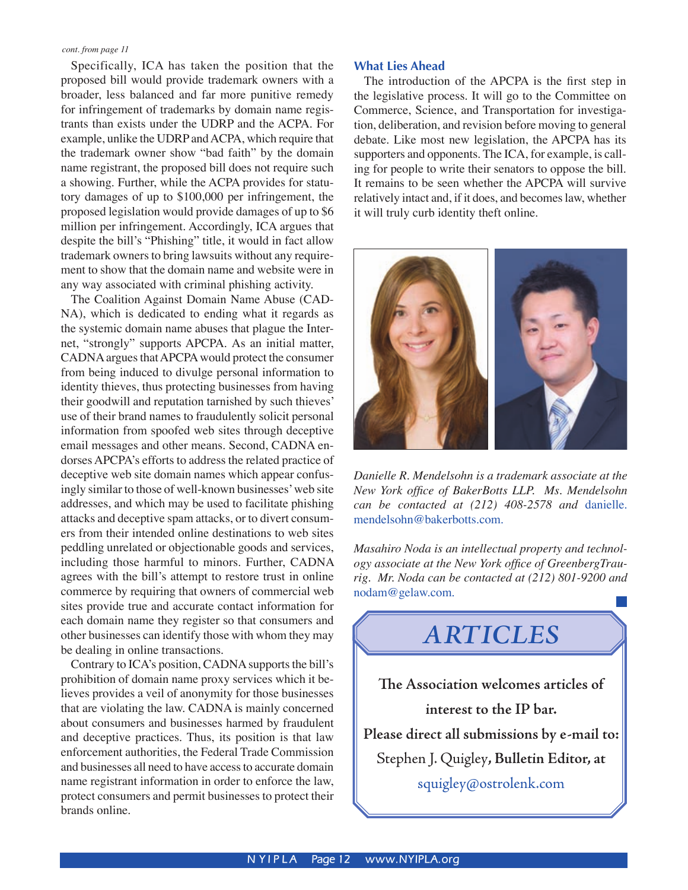*cont. from page 11*

Specifically, ICA has taken the position that the proposed bill would provide trademark owners with a broader, less balanced and far more punitive remedy for infringement of trademarks by domain name registrants than exists under the UDRP and the ACPA. For example, unlike the UDRP and ACPA, which require that the trademark owner show "bad faith" by the domain name registrant, the proposed bill does not require such a showing. Further, while the ACPA provides for statutory damages of up to $100,000 per infringement, the proposed legislation would provide damages of up to $6 million per infringement. Accordingly, ICA argues that despite the bill's "Phishing" title, it would in fact allow trademark owners to bring lawsuits without any requirement to show that the domain name and website were in any way associated with criminal phishing activity.

The Coalition Against Domain Name Abuse (CADNA), which is dedicated to ending what it regards as the systemic domain name abuses that plague the Internet, "strongly" supports APCPA. As an initial matter, CADNA argues that APCPA would protect the consumer from being induced to divulge personal information to identity thieves, thus protecting businesses from having their goodwill and reputation tarnished by such thieves' use of their brand names to fraudulently solicit personal information from spoofed web sites through deceptive email messages and other means. Second, CADNA endorses APCPA's efforts to address the related practice of deceptive web site domain names which appear confusingly similar to those of well-known businesses' web site addresses, and which may be used to facilitate phishing attacks and deceptive spam attacks, or to divert consumers from their intended online destinations to web sites peddling unrelated or objectionable goods and services, including those harmful to minors. Further, CADNA agrees with the bill's attempt to restore trust in online commerce by requiring that owners of commercial web sites provide true and accurate contact information for each domain name they register so that consumers and other businesses can identify those with whom they may be dealing in online transactions.

Contrary to ICA's position, CADNA supports the bill's prohibition of domain name proxy services which it believes provides a veil of anonymity for those businesses that are violating the law. CADNA is mainly concerned about consumers and businesses harmed by fraudulent and deceptive practices. Thus, its position is that law enforcement authorities, the Federal Trade Commission and businesses all need to have access to accurate domain name registrant information in order to enforce the law, protect consumers and permit businesses to protect their brands online.

### What Lies Ahead

The introduction of the APCPA is the first step in the legislative process. It will go to the Committee on Commerce, Science, and Transportation for investigation, deliberation, and revision before moving to general debate. Like most new legislation, the APCPA has its supporters and opponents. The ICA, for example, is calling for people to write their senators to oppose the bill. It remains to be seen whether the APCPA will survive relatively intact and, if it does, and becomes law, whether it will truly curb identity theft online.

*Danielle R. Mendelsohn is a trademark associate at the New York office of BakerBotts LLP. Ms. Mendelsohn can be contacted at (212) 408-2578 and* danielle.mendelsohn@bakerbotts.com.

*Masahiro Noda is an intellectual property and technology associate at the New York office of GreenbergTraurig. Mr. Noda can be contacted at (212) 801-9200 and* nodam@gelaw.com.

## *ARTICLES*

**The Association welcomes articles of interest to the IP bar.**

**Please direct all submissions by e-mail to:**

Stephen J. Quigley**, Bulletin Editor, at**

squigley@ostrolenk.com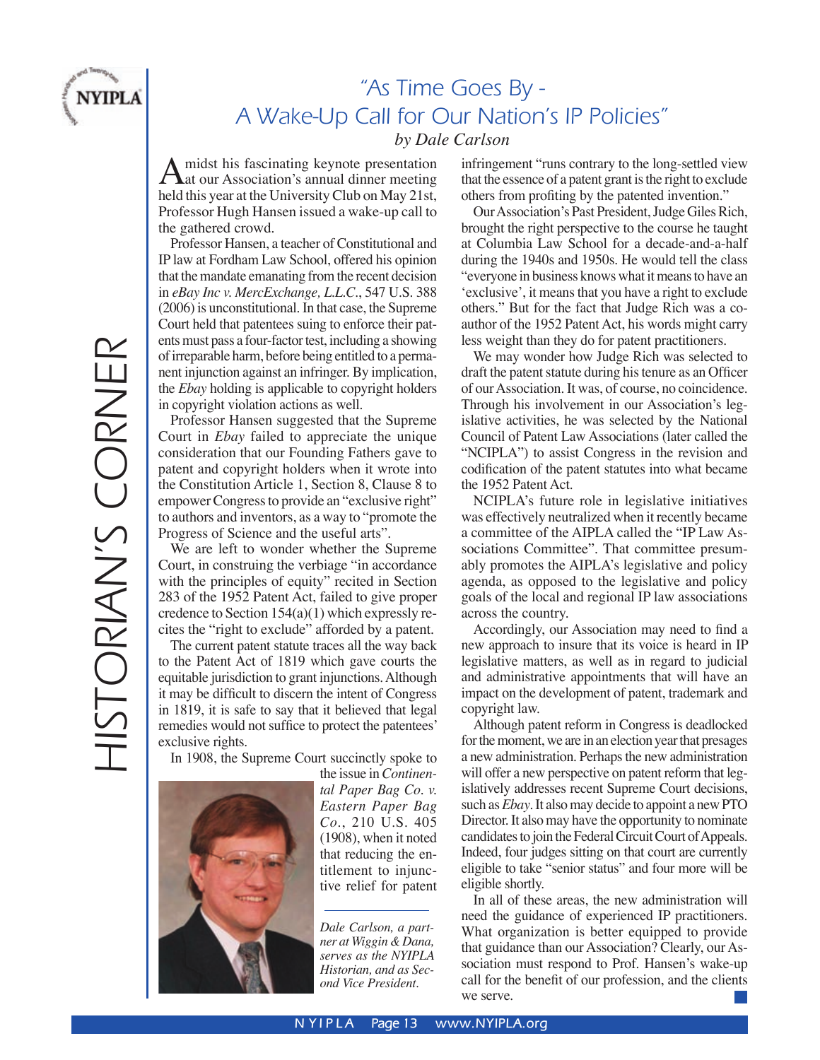# "As Time Goes By - A Wake-Up Call for Our Nation's IP Policies"

*by Dale Carlson*

Amidst his fascinating keynote presentation at our Association's annual dinner meeting held this year at the University Club on May 21st, Professor Hugh Hansen issued a wake-up call to the gathered crowd.

Professor Hansen, a teacher of Constitutional and IP law at Fordham Law School, offered his opinion that the mandate emanating from the recent decision in *eBay Inc v. MercExchange, L.L.C.*, 547 U.S. 388 (2006) is unconstitutional. In that case, the Supreme Court held that patentees suing to enforce their patents must pass a four-factor test, including a showing of irreparable harm, before being entitled to a permanent injunction against an infringer. By implication, the *Ebay* holding is applicable to copyright holders in copyright violation actions as well.

Professor Hansen suggested that the Supreme Court in *Ebay* failed to appreciate the unique consideration that our Founding Fathers gave to patent and copyright holders when it wrote into the Constitution Article 1, Section 8, Clause 8 to empower Congress to provide an "exclusive right" to authors and inventors, as a way to "promote the Progress of Science and the useful arts".

We are left to wonder whether the Supreme Court, in construing the verbiage "in accordance with the principles of equity" recited in Section 283 of the 1952 Patent Act, failed to give proper credence to Section 154(a)(1) which expressly recites the "right to exclude" afforded by a patent.

The current patent statute traces all the way back to the Patent Act of 1819 which gave courts the equitable jurisdiction to grant injunctions. Although it may be difficult to discern the intent of Congress in 1819, it is safe to say that it believed that legal remedies would not suffice to protect the patentees' exclusive rights.

In 1908, the Supreme Court succinctly spoke to the issue in *Continental Paper Bag Co. v. Eastern Paper Bag Co.*, 210 U.S. 405 (1908), when it noted that reducing the entitlement to injunctive relief for patent infringement "runs contrary to the long-settled view that the essence of a patent grant is the right to exclude others from profiting by the patented invention."

*Dale Carlson, a partner at Wiggin & Dana, serves as the NYIPLA Historian, and as Second Vice President.*

Our Association's Past President, Judge Giles Rich, brought the right perspective to the course he taught at Columbia Law School for a decade-and-a-half during the 1940s and 1950s. He would tell the class "everyone in business knows what it means to have an 'exclusive', it means that you have a right to exclude others." But for the fact that Judge Rich was a co-author of the 1952 Patent Act, his words might carry less weight than they do for patent practitioners.

We may wonder how Judge Rich was selected to draft the patent statute during his tenure as an Officer of our Association. It was, of course, no coincidence. Through his involvement in our Association's legislative activities, he was selected by the National Council of Patent Law Associations (later called the "NCIPLA") to assist Congress in the revision and codification of the patent statutes into what became the 1952 Patent Act.

NCIPLA's future role in legislative initiatives was effectively neutralized when it recently became a committee of the AIPLA called the "IP Law Associations Committee". That committee presumably promotes the AIPLA's legislative and policy agenda, as opposed to the legislative and policy goals of the local and regional IP law associations across the country.

Accordingly, our Association may need to find a new approach to insure that its voice is heard in IP legislative matters, as well as in regard to judicial and administrative appointments that will have an impact on the development of patent, trademark and copyright law.

Although patent reform in Congress is deadlocked for the moment, we are in an election year that presages a new administration. Perhaps the new administration will offer a new perspective on patent reform that legislatively addresses recent Supreme Court decisions, such as *Ebay*. It also may decide to appoint a new PTO Director. It also may have the opportunity to nominate candidates to join the Federal Circuit Court of Appeals. Indeed, four judges sitting on that court are currently eligible to take "senior status" and four more will be eligible shortly.

In all of these areas, the new administration will need the guidance of experienced IP practitioners. What organization is better equipped to provide that guidance than our Association? Clearly, our Association must respond to Prof. Hansen's wake-up call for the benefit of our profession, and the clients we serve.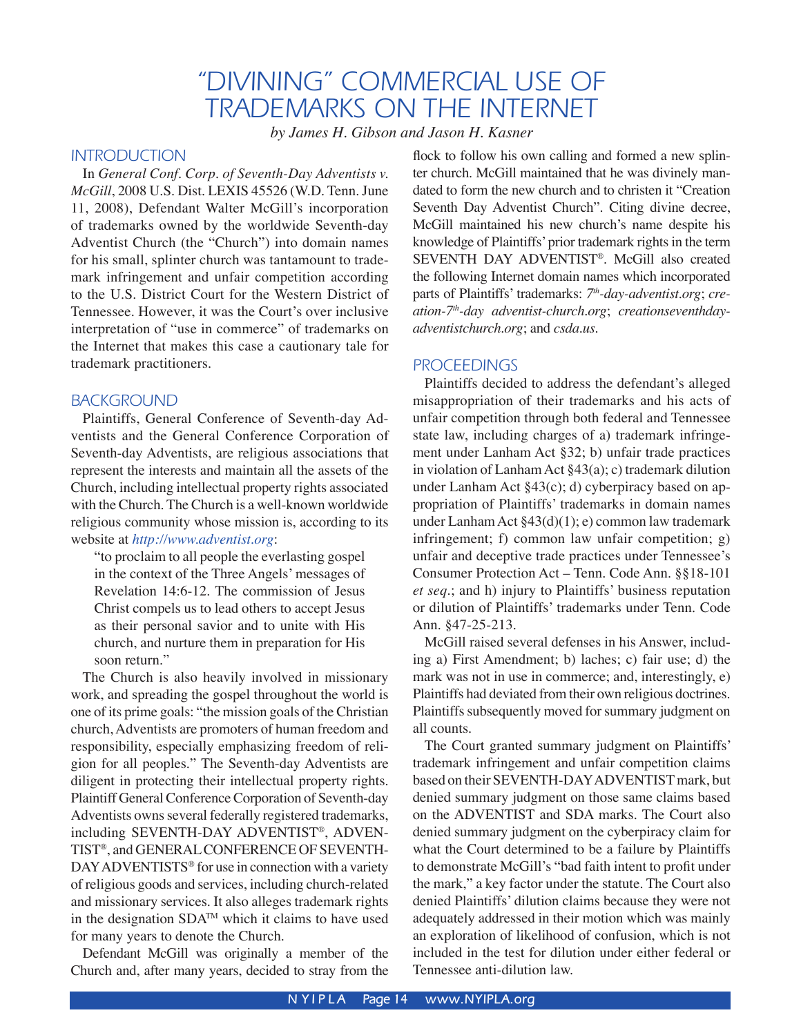# "DIVINING" COMMERCIAL USE OF TRADEMARKS ON THE INTERNET

*by James H. Gibson and Jason H. Kasner*

## INTRODUCTION

In *General Conf. Corp. of Seventh-Day Adventists v. McGill*, 2008 U.S. Dist. LEXIS 45526 (W.D. Tenn. June 11, 2008), Defendant Walter McGill's incorporation of trademarks owned by the worldwide Seventh-day Adventist Church (the "Church") into domain names for his small, splinter church was tantamount to trademark infringement and unfair competition according to the U.S. District Court for the Western District of Tennessee. However, it was the Court's over inclusive interpretation of "use in commerce" of trademarks on the Internet that makes this case a cautionary tale for trademark practitioners.

## BACKGROUND

Plaintiffs, General Conference of Seventh-day Adventists and the General Conference Corporation of Seventh-day Adventists, are religious associations that represent the interests and maintain all the assets of the Church, including intellectual property rights associated with the Church. The Church is a well-known worldwide religious community whose mission is, according to its website at *http://www.adventist.org*:

> "to proclaim to all people the everlasting gospel in the context of the Three Angels' messages of Revelation 14:6-12. The commission of Jesus Christ compels us to lead others to accept Jesus as their personal savior and to unite with His church, and nurture them in preparation for His soon return."

The Church is also heavily involved in missionary work, and spreading the gospel throughout the world is one of its prime goals: "the mission goals of the Christian church, Adventists are promoters of human freedom and responsibility, especially emphasizing freedom of religion for all peoples." The Seventh-day Adventists are diligent in protecting their intellectual property rights. Plaintiff General Conference Corporation of Seventh-day Adventists owns several federally registered trademarks, including SEVENTH-DAY ADVENTIST®, ADVENTIST®, and GENERAL CONFERENCE OF SEVENTH-DAY ADVENTISTS® for use in connection with a variety of religious goods and services, including church-related and missionary services. It also alleges trademark rights in the designation SDA™ which it claims to have used for many years to denote the Church.

Defendant McGill was originally a member of the Church and, after many years, decided to stray from the flock to follow his own calling and formed a new splinter church. McGill maintained that he was divinely mandated to form the new church and to christen it "Creation Seventh Day Adventist Church". Citing divine decree, McGill maintained his new church's name despite his knowledge of Plaintiffs' prior trademark rights in the term SEVENTH DAY ADVENTIST®. McGill also created the following Internet domain names which incorporated parts of Plaintiffs' trademarks: *7th-day-adventist.org*; *creation-7th-day adventist-church.org*; *creationseventhday-adventistchurch.org*; and *csda.us*.

## PROCEEDINGS

Plaintiffs decided to address the defendant's alleged misappropriation of their trademarks and his acts of unfair competition through both federal and Tennessee state law, including charges of a) trademark infringement under Lanham Act §32; b) unfair trade practices in violation of Lanham Act §43(a); c) trademark dilution under Lanham Act §43(c); d) cyberpiracy based on appropriation of Plaintiffs' trademarks in domain names under Lanham Act §43(d)(1); e) common law trademark infringement; f) common law unfair competition; g) unfair and deceptive trade practices under Tennessee's Consumer Protection Act – Tenn. Code Ann. §§18-101 *et seq.*; and h) injury to Plaintiffs' business reputation or dilution of Plaintiffs' trademarks under Tenn. Code Ann. §47-25-213.

McGill raised several defenses in his Answer, including a) First Amendment; b) laches; c) fair use; d) the mark was not in use in commerce; and, interestingly, e) Plaintiffs had deviated from their own religious doctrines. Plaintiffs subsequently moved for summary judgment on all counts.

The Court granted summary judgment on Plaintiffs' trademark infringement and unfair competition claims based on their SEVENTH-DAY ADVENTIST mark, but denied summary judgment on those same claims based on the ADVENTIST and SDA marks. The Court also denied summary judgment on the cyberpiracy claim for what the Court determined to be a failure by Plaintiffs to demonstrate McGill's "bad faith intent to profit under the mark," a key factor under the statute. The Court also denied Plaintiffs' dilution claims because they were not adequately addressed in their motion which was mainly an exploration of likelihood of confusion, which is not included in the test for dilution under either federal or Tennessee anti-dilution law.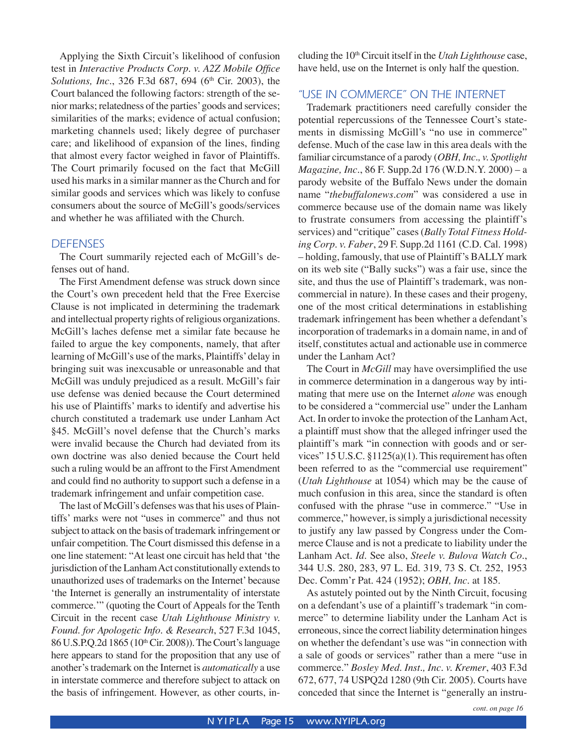Applying the Sixth Circuit's likelihood of confusion test in *Interactive Products Corp. v. A2Z Mobile Office Solutions, Inc.*, 326 F.3d 687, 694 (6th Cir. 2003), the Court balanced the following factors: strength of the senior marks; relatedness of the parties' goods and services; similarities of the marks; evidence of actual confusion; marketing channels used; likely degree of purchaser care; and likelihood of expansion of the lines, finding that almost every factor weighed in favor of Plaintiffs. The Court primarily focused on the fact that McGill used his marks in a similar manner as the Church and for similar goods and services which was likely to confuse consumers about the source of McGill's goods/services and whether he was affiliated with the Church.

## DEFENSES

The Court summarily rejected each of McGill's defenses out of hand.

The First Amendment defense was struck down since the Court's own precedent held that the Free Exercise Clause is not implicated in determining the trademark and intellectual property rights of religious organizations. McGill's laches defense met a similar fate because he failed to argue the key components, namely, that after learning of McGill's use of the marks, Plaintiffs' delay in bringing suit was inexcusable or unreasonable and that McGill was unduly prejudiced as a result. McGill's fair use defense was denied because the Court determined his use of Plaintiffs' marks to identify and advertise his church constituted a trademark use under Lanham Act §45. McGill's novel defense that the Church's marks were invalid because the Church had deviated from its own doctrine was also denied because the Court held such a ruling would be an affront to the First Amendment and could find no authority to support such a defense in a trademark infringement and unfair competition case.

The last of McGill's defenses was that his uses of Plaintiffs' marks were not "uses in commerce" and thus not subject to attack on the basis of trademark infringement or unfair competition. The Court dismissed this defense in a one line statement: "At least one circuit has held that 'the jurisdiction of the Lanham Act constitutionally extends to unauthorized uses of trademarks on the Internet' because 'the Internet is generally an instrumentality of interstate commerce.'" (quoting the Court of Appeals for the Tenth Circuit in the recent case *Utah Lighthouse Ministry v. Found. for Apologetic Info. & Research*, 527 F.3d 1045, 86 U.S.P.Q.2d 1865 (10th Cir. 2008)). The Court's language here appears to stand for the proposition that any use of another's trademark on the Internet is *automatically* a use in interstate commerce and therefore subject to attack on the basis of infringement. However, as other courts, including the 10th Circuit itself in the *Utah Lighthouse* case, have held, use on the Internet is only half the question.

## "USE IN COMMERCE" ON THE INTERNET

Trademark practitioners need carefully consider the potential repercussions of the Tennessee Court's statements in dismissing McGill's "no use in commerce" defense. Much of the case law in this area deals with the familiar circumstance of a parody (*OBH, Inc., v. Spotlight Magazine, Inc.*, 86 F. Supp.2d 176 (W.D.N.Y. 2000) – a parody website of the Buffalo News under the domain name "*thebuffalonews.com*" was considered a use in commerce because use of the domain name was likely to frustrate consumers from accessing the plaintiff's services) and "critique" cases (*Bally Total Fitness Holding Corp. v. Faber*, 29 F. Supp.2d 1161 (C.D. Cal. 1998) – holding, famously, that use of Plaintiff's BALLY mark on its web site ("Bally sucks") was a fair use, since the site, and thus the use of Plaintiff's trademark, was non-commercial in nature). In these cases and their progeny, one of the most critical determinations in establishing trademark infringement has been whether a defendant's incorporation of trademarks in a domain name, in and of itself, constitutes actual and actionable use in commerce under the Lanham Act?

The Court in *McGill* may have oversimplified the use in commerce determination in a dangerous way by intimating that mere use on the Internet *alone* was enough to be considered a "commercial use" under the Lanham Act. In order to invoke the protection of the Lanham Act, a plaintiff must show that the alleged infringer used the plaintiff's mark "in connection with goods and or services" 15 U.S.C. §1125(a)(1). This requirement has often been referred to as the "commercial use requirement" (*Utah Lighthouse* at 1054) which may be the cause of much confusion in this area, since the standard is often confused with the phrase "use in commerce." "Use in commerce," however, is simply a jurisdictional necessity to justify any law passed by Congress under the Commerce Clause and is not a predicate to liability under the Lanham Act. *Id*. See also, *Steele v. Bulova Watch Co*., 344 U.S. 280, 283, 97 L. Ed. 319, 73 S. Ct. 252, 1953 Dec. Comm'r Pat. 424 (1952); *OBH, Inc*. at 185.

As astutely pointed out by the Ninth Circuit, focusing on a defendant's use of a plaintiff's trademark "in commerce" to determine liability under the Lanham Act is erroneous, since the correct liability determination hinges on whether the defendant's use was "in connection with a sale of goods or services" rather than a mere "use in commerce." *Bosley Med. Inst., Inc. v. Kremer*, 403 F.3d 672, 677, 74 USPQ2d 1280 (9th Cir. 2005). Courts have conceded that since the Internet is "generally an instru-

*cont. on page 16*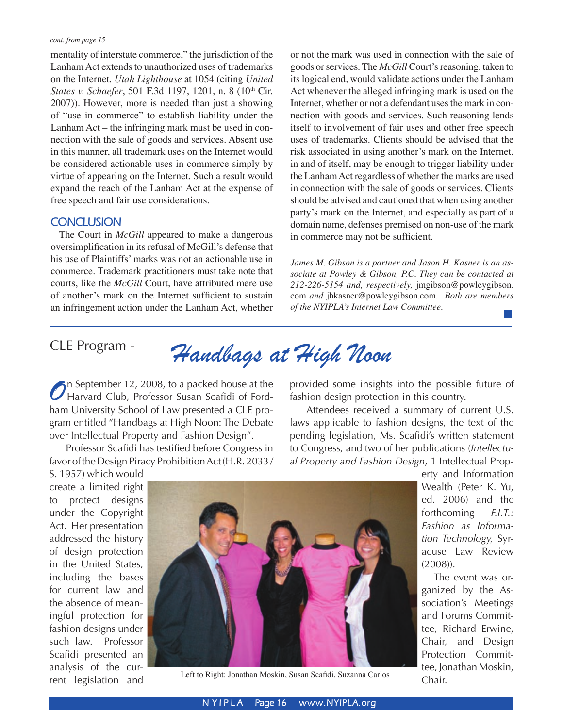*cont. from page 15*

mentality of interstate commerce," the jurisdiction of the Lanham Act extends to unauthorized uses of trademarks on the Internet. *Utah Lighthouse* at 1054 (citing *United States v. Schaefer*, 501 F.3d 1197, 1201, n. 8 (10th Cir. 2007)). However, more is needed than just a showing of "use in commerce" to establish liability under the Lanham Act – the infringing mark must be used in connection with the sale of goods and services. Absent use in this manner, all trademark uses on the Internet would be considered actionable uses in commerce simply by virtue of appearing on the Internet. Such a result would expand the reach of the Lanham Act at the expense of free speech and fair use considerations.

## CONCLUSION

The Court in *McGill* appeared to make a dangerous oversimplification in its refusal of McGill's defense that his use of Plaintiffs' marks was not an actionable use in commerce. Trademark practitioners must take note that courts, like the *McGill* Court, have attributed mere use of another's mark on the Internet sufficient to sustain an infringement action under the Lanham Act, whether or not the mark was used in connection with the sale of goods or services. The *McGill* Court's reasoning, taken to its logical end, would validate actions under the Lanham Act whenever the alleged infringing mark is used on the Internet, whether or not a defendant uses the mark in connection with goods and services. Such reasoning lends itself to involvement of fair uses and other free speech uses of trademarks. Clients should be advised that the risk associated in using another's mark on the Internet, in and of itself, may be enough to trigger liability under the Lanham Act regardless of whether the marks are used in connection with the sale of goods or services. Clients should be advised and cautioned that when using another party's mark on the Internet, and especially as part of a domain name, defenses premised on non-use of the mark in commerce may not be sufficient.

*James M. Gibson is a partner and Jason H. Kasner is an associate at Powley & Gibson, P.C. They can be contacted at 212-226-5154 and, respectively,* jmgibson@powleygibson.com *and* jhkasner@powleygibson.com. *Both are members of the NYIPLA's Internet Law Committee.*

# CLE Program - *Handbags at High Noon*

On September 12, 2008, to a packed house at the Harvard Club, Professor Susan Scafidi of Fordham University School of Law presented a CLE program entitled "Handbags at High Noon: The Debate over Intellectual Property and Fashion Design".

Professor Scafidi has testified before Congress in favor of the Design Piracy Prohibition Act (H.R. 2033 / S. 1957) which would create a limited right to protect designs under the Copyright Act. Her presentation addressed the history of design protection in the United States, including the bases for current law and the absence of meaningful protection for fashion designs under such law. Professor Scafidi presented an analysis of the current legislation and provided some insights into the possible future of fashion design protection in this country.

Attendees received a summary of current U.S. laws applicable to fashion designs, the text of the pending legislation, Ms. Scafidi's written statement to Congress, and two of her publications (*Intellectual Property and Fashion Design*, 1 Intellectual Property and Information Wealth (Peter K. Yu, ed. 2006) and the forthcoming *F.I.T.: Fashion as Information Technology,* Syracuse Law Review (2008)).

The event was organized by the Association's Meetings and Forums Committee, Richard Erwine, Chair, and Design Protection Committee, Jonathan Moskin, Chair.

Left to Right: Jonathan Moskin, Susan Scafidi, Suzanna Carlos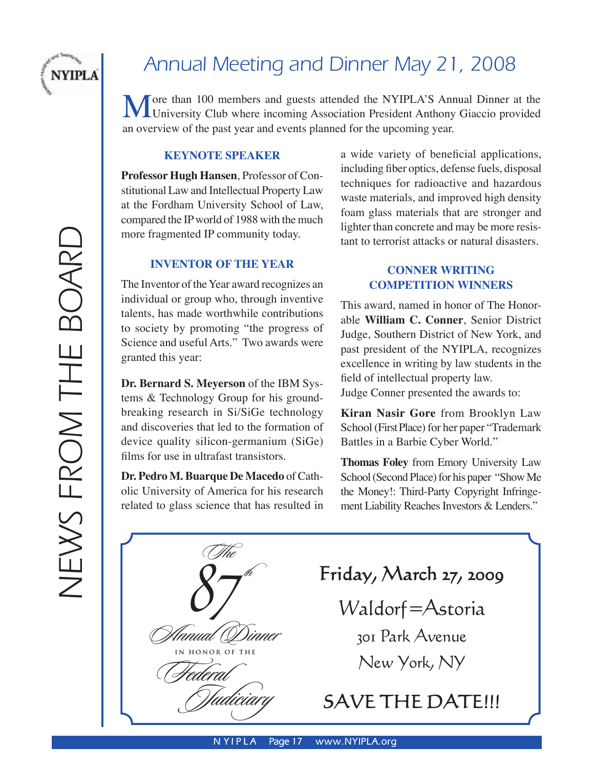// Annual Meeting and Dinner May 21, 2008

More than 100 members and guests attended the NYIPLA'S Annual Dinner at the University Club where incoming Association President Anthony Giaccio provided an overview of the past year and events planned for the upcoming year.

## KEYNOTE SPEAKER

**Professor Hugh Hansen**, Professor of Constitutional Law and Intellectual Property Law at the Fordham University School of Law, compared the IP world of 1988 with the much more fragmented IP community today.

## INVENTOR OF THE YEAR

The Inventor of the Year award recognizes an individual or group who, through inventive talents, has made worthwhile contributions to society by promoting "the progress of Science and useful Arts." Two awards were granted this year:

**Dr. Bernard S. Meyerson** of the IBM Systems & Technology Group for his groundbreaking research in Si/SiGe technology and discoveries that led to the formation of device quality silicon-germanium (SiGe) films for use in ultrafast transistors.

**Dr. Pedro M. Buarque De Macedo** of Catholic University of America for his research related to glass science that has resulted in a wide variety of beneficial applications, including fiber optics, defense fuels, disposal techniques for radioactive and hazardous waste materials, and improved high density foam glass materials that are stronger and lighter than concrete and may be more resistant to terrorist attacks or natural disasters.

## CONNER WRITING COMPETITION WINNERS

This award, named in honor of The Honorable **William C. Conner**, Senior District Judge, Southern District of New York, and past president of the NYIPLA, recognizes excellence in writing by law students in the field of intellectual property law.
Judge Conner presented the awards to:

**Kiran Nasir Gore** from Brooklyn Law School (First Place) for her paper "Trademark Battles in a Barbie Cyber World."

**Thomas Foley** from Emory University Law School (Second Place) for his paper "Show Me the Money!: Third-Party Copyright Infringement Liability Reaches Investors & Lenders."

---

*The 87th Annual Dinner*
IN HONOR OF THE
*Federal Judiciary*

Friday, March 27, 2009

Waldorf=Astoria

301 Park Avenue

New York, NY

SAVE THE DATE!!!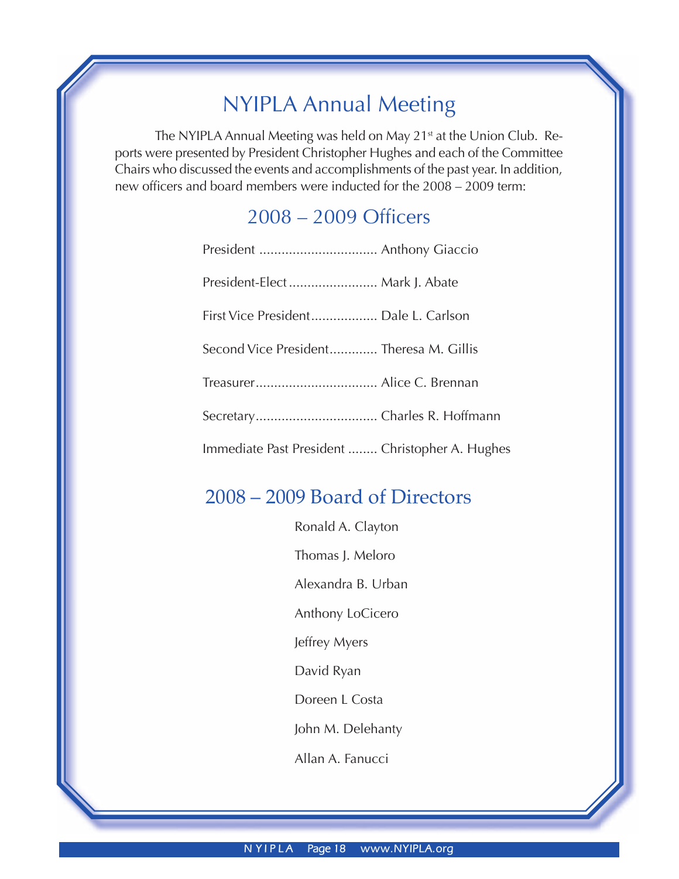# NYIPLA Annual Meeting

The NYIPLA Annual Meeting was held on May 21st at the Union Club. Reports were presented by President Christopher Hughes and each of the Committee Chairs who discussed the events and accomplishments of the past year. In addition, new officers and board members were inducted for the 2008 – 2009 term:

## 2008 – 2009 Officers

President ................................ Anthony Giaccio

President-Elect ........................ Mark J. Abate

First Vice President................. Dale L. Carlson

Second Vice President............ Theresa M. Gillis

Treasurer................................. Alice C. Brennan

Secretary................................. Charles R. Hoffmann

Immediate Past President ........ Christopher A. Hughes

## 2008 – 2009 Board of Directors

Ronald A. Clayton

Thomas J. Meloro

Alexandra B. Urban

Anthony LoCicero

Jeffrey Myers

David Ryan

Doreen L Costa

John M. Delehanty

Allan A. Fanucci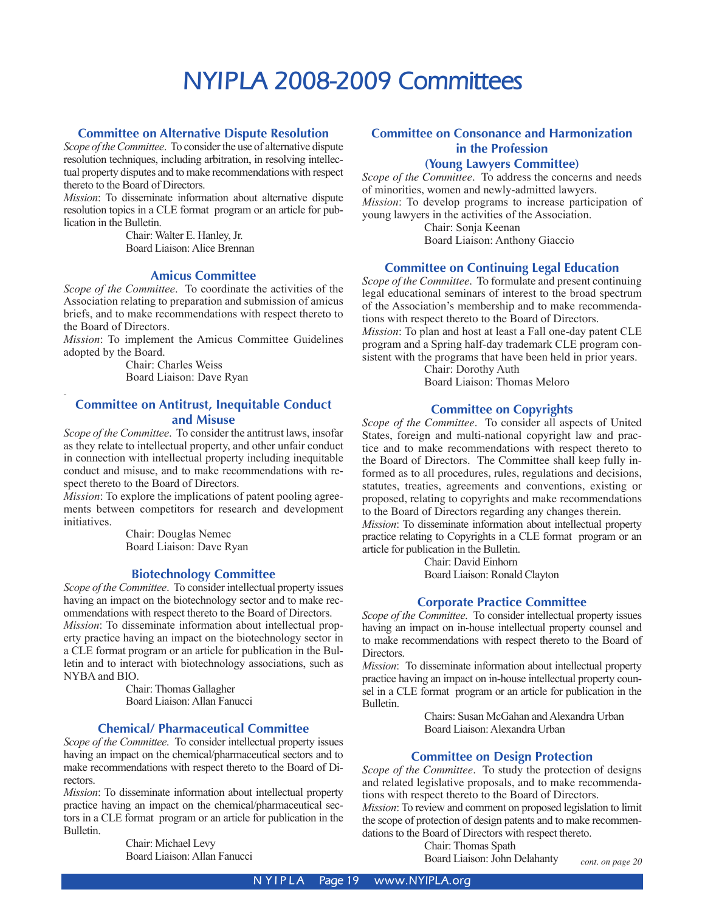# NYIPLA 2008-2009 Committees

### Committee on Alternative Dispute Resolution

*Scope of the Committee*. To consider the use of alternative dispute resolution techniques, including arbitration, in resolving intellectual property disputes and to make recommendations with respect thereto to the Board of Directors.

*Mission*: To disseminate information about alternative dispute resolution topics in a CLE format program or an article for publication in the Bulletin.

Chair: Walter E. Hanley, Jr.
Board Liaison: Alice Brennan

### Amicus Committee

*Scope of the Committee*. To coordinate the activities of the Association relating to preparation and submission of amicus briefs, and to make recommendations with respect thereto to the Board of Directors.

*Mission*: To implement the Amicus Committee Guidelines adopted by the Board.

Chair: Charles Weiss
Board Liaison: Dave Ryan

### Committee on Antitrust, Inequitable Conduct and Misuse

*Scope of the Committee*. To consider the antitrust laws, insofar as they relate to intellectual property, and other unfair conduct in connection with intellectual property including inequitable conduct and misuse, and to make recommendations with respect thereto to the Board of Directors.

*Mission*: To explore the implications of patent pooling agreements between competitors for research and development initiatives.

Chair: Douglas Nemec
Board Liaison: Dave Ryan

### Biotechnology Committee

*Scope of the Committee*. To consider intellectual property issues having an impact on the biotechnology sector and to make recommendations with respect thereto to the Board of Directors.

*Mission*: To disseminate information about intellectual property practice having an impact on the biotechnology sector in a CLE format program or an article for publication in the Bulletin and to interact with biotechnology associations, such as NYBA and BIO.

Chair: Thomas Gallagher
Board Liaison: Allan Fanucci

### Chemical/ Pharmaceutical Committee

*Scope of the Committee*. To consider intellectual property issues having an impact on the chemical/pharmaceutical sectors and to make recommendations with respect thereto to the Board of Directors.

*Mission*: To disseminate information about intellectual property practice having an impact on the chemical/pharmaceutical sectors in a CLE format program or an article for publication in the Bulletin.

Chair: Michael Levy
Board Liaison: Allan Fanucci

### Committee on Consonance and Harmonization in the Profession (Young Lawyers Committee)

*Scope of the Committee*. To address the concerns and needs of minorities, women and newly-admitted lawyers.

*Mission*: To develop programs to increase participation of young lawyers in the activities of the Association.

Chair: Sonja Keenan
Board Liaison: Anthony Giaccio

### Committee on Continuing Legal Education

*Scope of the Committee*. To formulate and present continuing legal educational seminars of interest to the broad spectrum of the Association's membership and to make recommendations with respect thereto to the Board of Directors.

*Mission*: To plan and host at least a Fall one-day patent CLE program and a Spring half-day trademark CLE program consistent with the programs that have been held in prior years.

Chair: Dorothy Auth
Board Liaison: Thomas Meloro

### Committee on Copyrights

*Scope of the Committee*. To consider all aspects of United States, foreign and multi-national copyright law and practice and to make recommendations with respect thereto to the Board of Directors. The Committee shall keep fully informed as to all procedures, rules, regulations and decisions, statutes, treaties, agreements and conventions, existing or proposed, relating to copyrights and make recommendations to the Board of Directors regarding any changes therein.

*Mission*: To disseminate information about intellectual property practice relating to Copyrights in a CLE format program or an article for publication in the Bulletin.

Chair: David Einhorn
Board Liaison: Ronald Clayton

### Corporate Practice Committee

*Scope of the Committee*. To consider intellectual property issues having an impact on in-house intellectual property counsel and to make recommendations with respect thereto to the Board of Directors.

*Mission*: To disseminate information about intellectual property practice having an impact on in-house intellectual property counsel in a CLE format program or an article for publication in the Bulletin.

Chairs: Susan McGahan and Alexandra Urban
Board Liaison: Alexandra Urban

### Committee on Design Protection

*Scope of the Committee*. To study the protection of designs and related legislative proposals, and to make recommendations with respect thereto to the Board of Directors.

*Mission*: To review and comment on proposed legislation to limit the scope of protection of design patents and to make recommendations to the Board of Directors with respect thereto.

Chair: Thomas Spath
Board Liaison: John Delahanty

*cont. on page 20*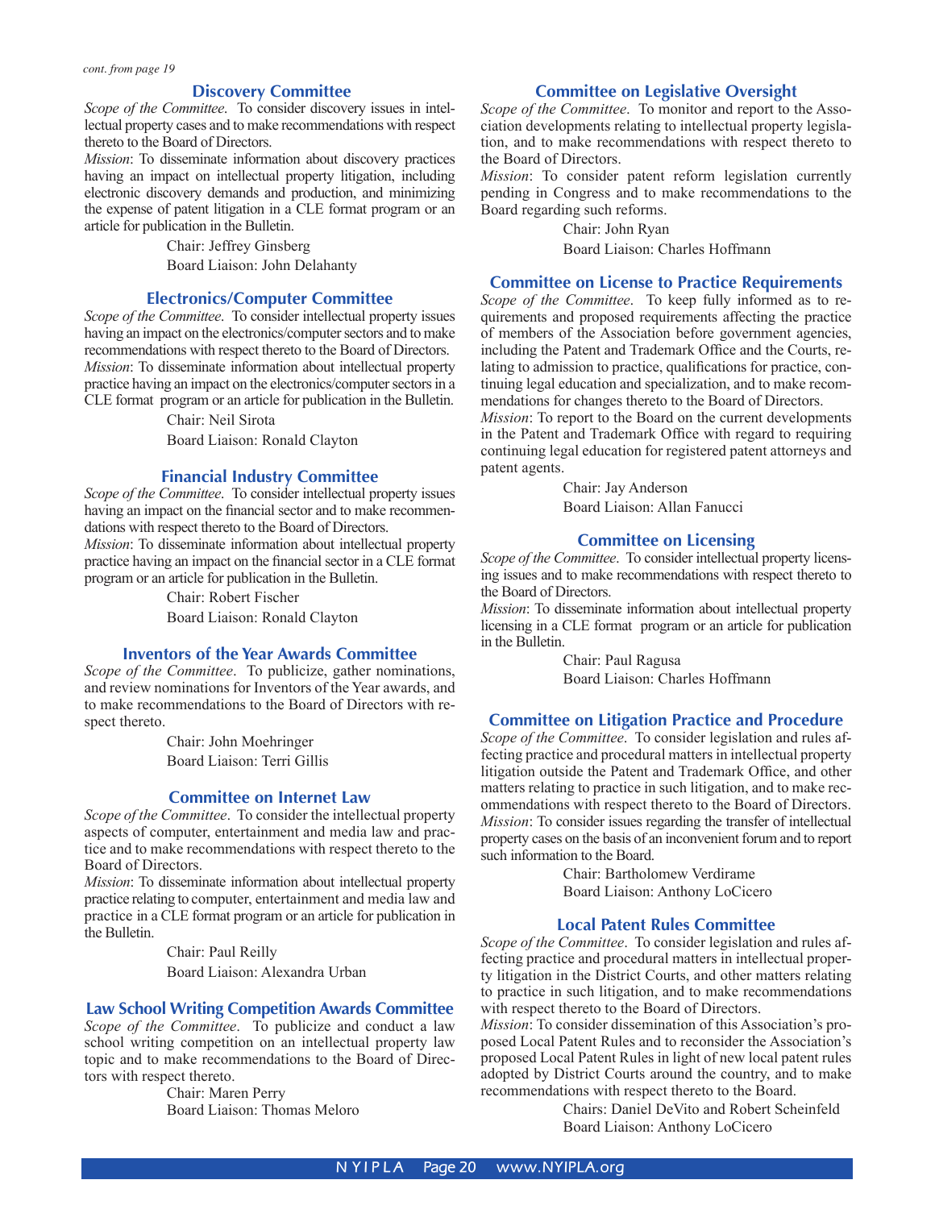*cont. from page 19*

## Discovery Committee

*Scope of the Committee*. To consider discovery issues in intellectual property cases and to make recommendations with respect thereto to the Board of Directors.

*Mission*: To disseminate information about discovery practices having an impact on intellectual property litigation, including electronic discovery demands and production, and minimizing the expense of patent litigation in a CLE format program or an article for publication in the Bulletin.

Chair: Jeffrey Ginsberg
Board Liaison: John Delahanty

## Electronics/Computer Committee

*Scope of the Committee*. To consider intellectual property issues having an impact on the electronics/computer sectors and to make recommendations with respect thereto to the Board of Directors.

*Mission*: To disseminate information about intellectual property practice having an impact on the electronics/computer sectors in a CLE format program or an article for publication in the Bulletin.

Chair: Neil Sirota
Board Liaison: Ronald Clayton

## Financial Industry Committee

*Scope of the Committee*. To consider intellectual property issues having an impact on the financial sector and to make recommendations with respect thereto to the Board of Directors.

*Mission*: To disseminate information about intellectual property practice having an impact on the financial sector in a CLE format program or an article for publication in the Bulletin.

Chair: Robert Fischer
Board Liaison: Ronald Clayton

## Inventors of the Year Awards Committee

*Scope of the Committee*. To publicize, gather nominations, and review nominations for Inventors of the Year awards, and to make recommendations to the Board of Directors with respect thereto.

Chair: John Moehringer
Board Liaison: Terri Gillis

## Committee on Internet Law

*Scope of the Committee*. To consider the intellectual property aspects of computer, entertainment and media law and practice and to make recommendations with respect thereto to the Board of Directors.

*Mission*: To disseminate information about intellectual property practice relating to computer, entertainment and media law and practice in a CLE format program or an article for publication in the Bulletin.

Chair: Paul Reilly
Board Liaison: Alexandra Urban

## Law School Writing Competition Awards Committee

*Scope of the Committee*. To publicize and conduct a law school writing competition on an intellectual property law topic and to make recommendations to the Board of Directors with respect thereto.

Chair: Maren Perry
Board Liaison: Thomas Meloro

## Committee on Legislative Oversight

*Scope of the Committee*. To monitor and report to the Association developments relating to intellectual property legislation, and to make recommendations with respect thereto to the Board of Directors.

*Mission*: To consider patent reform legislation currently pending in Congress and to make recommendations to the Board regarding such reforms.

Chair: John Ryan
Board Liaison: Charles Hoffmann

## Committee on License to Practice Requirements

*Scope of the Committee*. To keep fully informed as to requirements and proposed requirements affecting the practice of members of the Association before government agencies, including the Patent and Trademark Office and the Courts, relating to admission to practice, qualifications for practice, continuing legal education and specialization, and to make recommendations for changes thereto to the Board of Directors.

*Mission*: To report to the Board on the current developments in the Patent and Trademark Office with regard to requiring continuing legal education for registered patent attorneys and patent agents.

Chair: Jay Anderson
Board Liaison: Allan Fanucci

## Committee on Licensing

*Scope of the Committee*. To consider intellectual property licensing issues and to make recommendations with respect thereto to the Board of Directors.

*Mission*: To disseminate information about intellectual property licensing in a CLE format program or an article for publication in the Bulletin.

Chair: Paul Ragusa
Board Liaison: Charles Hoffmann

## Committee on Litigation Practice and Procedure

*Scope of the Committee*. To consider legislation and rules affecting practice and procedural matters in intellectual property litigation outside the Patent and Trademark Office, and other matters relating to practice in such litigation, and to make recommendations with respect thereto to the Board of Directors.

*Mission*: To consider issues regarding the transfer of intellectual property cases on the basis of an inconvenient forum and to report such information to the Board.

Chair: Bartholomew Verdirame
Board Liaison: Anthony LoCicero

## Local Patent Rules Committee

*Scope of the Committee*. To consider legislation and rules affecting practice and procedural matters in intellectual property litigation in the District Courts, and other matters relating to practice in such litigation, and to make recommendations with respect thereto to the Board of Directors.

*Mission*: To consider dissemination of this Association's proposed Local Patent Rules and to reconsider the Association's proposed Local Patent Rules in light of new local patent rules adopted by District Courts around the country, and to make recommendations with respect thereto to the Board.

Chairs: Daniel DeVito and Robert Scheinfeld
Board Liaison: Anthony LoCicero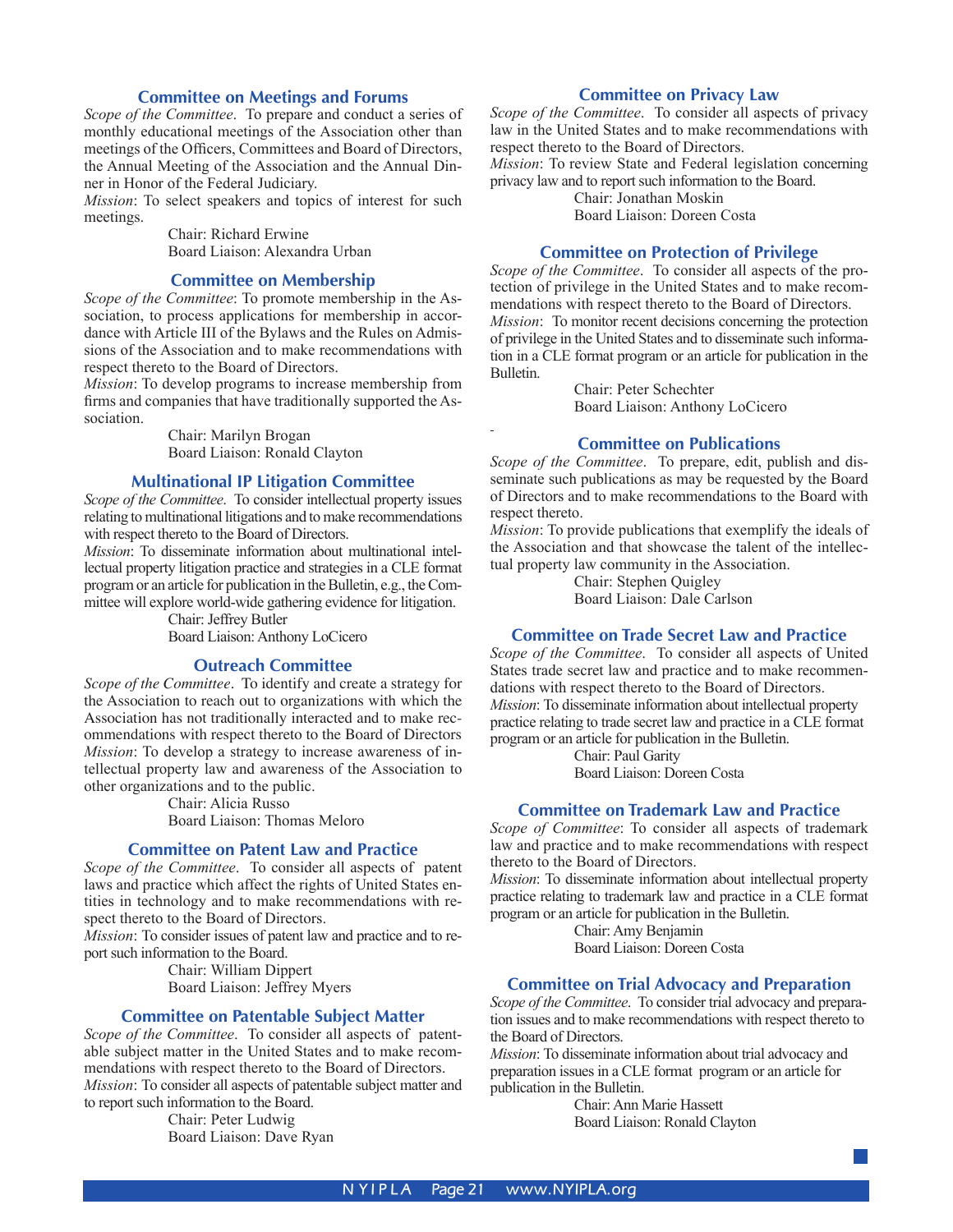### Committee on Meetings and Forums

*Scope of the Committee*. To prepare and conduct a series of monthly educational meetings of the Association other than meetings of the Officers, Committees and Board of Directors, the Annual Meeting of the Association and the Annual Dinner in Honor of the Federal Judiciary.

*Mission*: To select speakers and topics of interest for such meetings.

Chair: Richard Erwine
Board Liaison: Alexandra Urban

### Committee on Membership

*Scope of the Committee*: To promote membership in the Association, to process applications for membership in accordance with Article III of the Bylaws and the Rules on Admissions of the Association and to make recommendations with respect thereto to the Board of Directors.

*Mission*: To develop programs to increase membership from firms and companies that have traditionally supported the Association.

Chair: Marilyn Brogan
Board Liaison: Ronald Clayton

### Multinational IP Litigation Committee

*Scope of the Committee*. To consider intellectual property issues relating to multinational litigations and to make recommendations with respect thereto to the Board of Directors.

*Mission*: To disseminate information about multinational intellectual property litigation practice and strategies in a CLE format program or an article for publication in the Bulletin, e.g., the Committee will explore world-wide gathering evidence for litigation.

Chair: Jeffrey Butler
Board Liaison: Anthony LoCicero

### Outreach Committee

*Scope of the Committee*. To identify and create a strategy for the Association to reach out to organizations with which the Association has not traditionally interacted and to make recommendations with respect thereto to the Board of Directors

*Mission*: To develop a strategy to increase awareness of intellectual property law and awareness of the Association to other organizations and to the public.

Chair: Alicia Russo
Board Liaison: Thomas Meloro

### Committee on Patent Law and Practice

*Scope of the Committee*. To consider all aspects of patent laws and practice which affect the rights of United States entities in technology and to make recommendations with respect thereto to the Board of Directors.

*Mission*: To consider issues of patent law and practice and to report such information to the Board.

Chair: William Dippert
Board Liaison: Jeffrey Myers

### Committee on Patentable Subject Matter

*Scope of the Committee*. To consider all aspects of patentable subject matter in the United States and to make recommendations with respect thereto to the Board of Directors.

*Mission*: To consider all aspects of patentable subject matter and to report such information to the Board.

Chair: Peter Ludwig
Board Liaison: Dave Ryan

### Committee on Privacy Law

*Scope of the Committee*. To consider all aspects of privacy law in the United States and to make recommendations with respect thereto to the Board of Directors.

*Mission*: To review State and Federal legislation concerning privacy law and to report such information to the Board.

Chair: Jonathan Moskin
Board Liaison: Doreen Costa

### Committee on Protection of Privilege

*Scope of the Committee*. To consider all aspects of the protection of privilege in the United States and to make recommendations with respect thereto to the Board of Directors.

*Mission*: To monitor recent decisions concerning the protection of privilege in the United States and to disseminate such information in a CLE format program or an article for publication in the Bulletin.

Chair: Peter Schechter
Board Liaison: Anthony LoCicero

### Committee on Publications

*Scope of the Committee*. To prepare, edit, publish and disseminate such publications as may be requested by the Board of Directors and to make recommendations to the Board with respect thereto.

*Mission*: To provide publications that exemplify the ideals of the Association and that showcase the talent of the intellectual property law community in the Association.

Chair: Stephen Quigley
Board Liaison: Dale Carlson

### Committee on Trade Secret Law and Practice

*Scope of the Committee*. To consider all aspects of United States trade secret law and practice and to make recommendations with respect thereto to the Board of Directors.

*Mission*: To disseminate information about intellectual property practice relating to trade secret law and practice in a CLE format program or an article for publication in the Bulletin.

Chair: Paul Garity
Board Liaison: Doreen Costa

### Committee on Trademark Law and Practice

*Scope of Committee*: To consider all aspects of trademark law and practice and to make recommendations with respect thereto to the Board of Directors.

*Mission*: To disseminate information about intellectual property practice relating to trademark law and practice in a CLE format program or an article for publication in the Bulletin.

Chair: Amy Benjamin
Board Liaison: Doreen Costa

### Committee on Trial Advocacy and Preparation

*Scope of the Committee*. To consider trial advocacy and preparation issues and to make recommendations with respect thereto to the Board of Directors.

*Mission*: To disseminate information about trial advocacy and preparation issues in a CLE format program or an article for publication in the Bulletin.

Chair: Ann Marie Hassett
Board Liaison: Ronald Clayton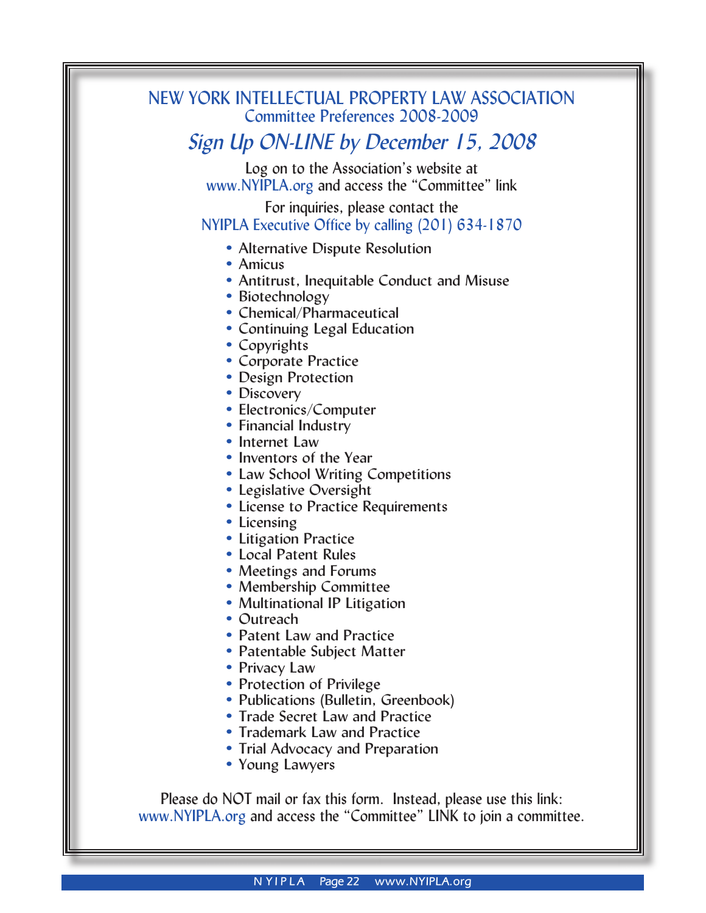# NEW YORK INTELLECTUAL PROPERTY LAW ASSOCIATION

## Committee Preferences 2008-2009

## *Sign Up ON-LINE by December 15, 2008*

Log on to the Association's website at www.NYIPLA.org and access the "Committee" link

For inquiries, please contact the NYIPLA Executive Office by calling (201) 634-1870

- Alternative Dispute Resolution
- Amicus
- Antitrust, Inequitable Conduct and Misuse
- Biotechnology
- Chemical/Pharmaceutical
- Continuing Legal Education
- Copyrights
- Corporate Practice
- Design Protection
- Discovery
- Electronics/Computer
- Financial Industry
- Internet Law
- Inventors of the Year
- Law School Writing Competitions
- Legislative Oversight
- License to Practice Requirements
- Licensing
- Litigation Practice
- Local Patent Rules
- Meetings and Forums
- Membership Committee
- Multinational IP Litigation
- Outreach
- Patent Law and Practice
- Patentable Subject Matter
- Privacy Law
- Protection of Privilege
- Publications (Bulletin, Greenbook)
- Trade Secret Law and Practice
- Trademark Law and Practice
- Trial Advocacy and Preparation
- Young Lawyers

Please do NOT mail or fax this form. Instead, please use this link: www.NYIPLA.org and access the "Committee" LINK to join a committee.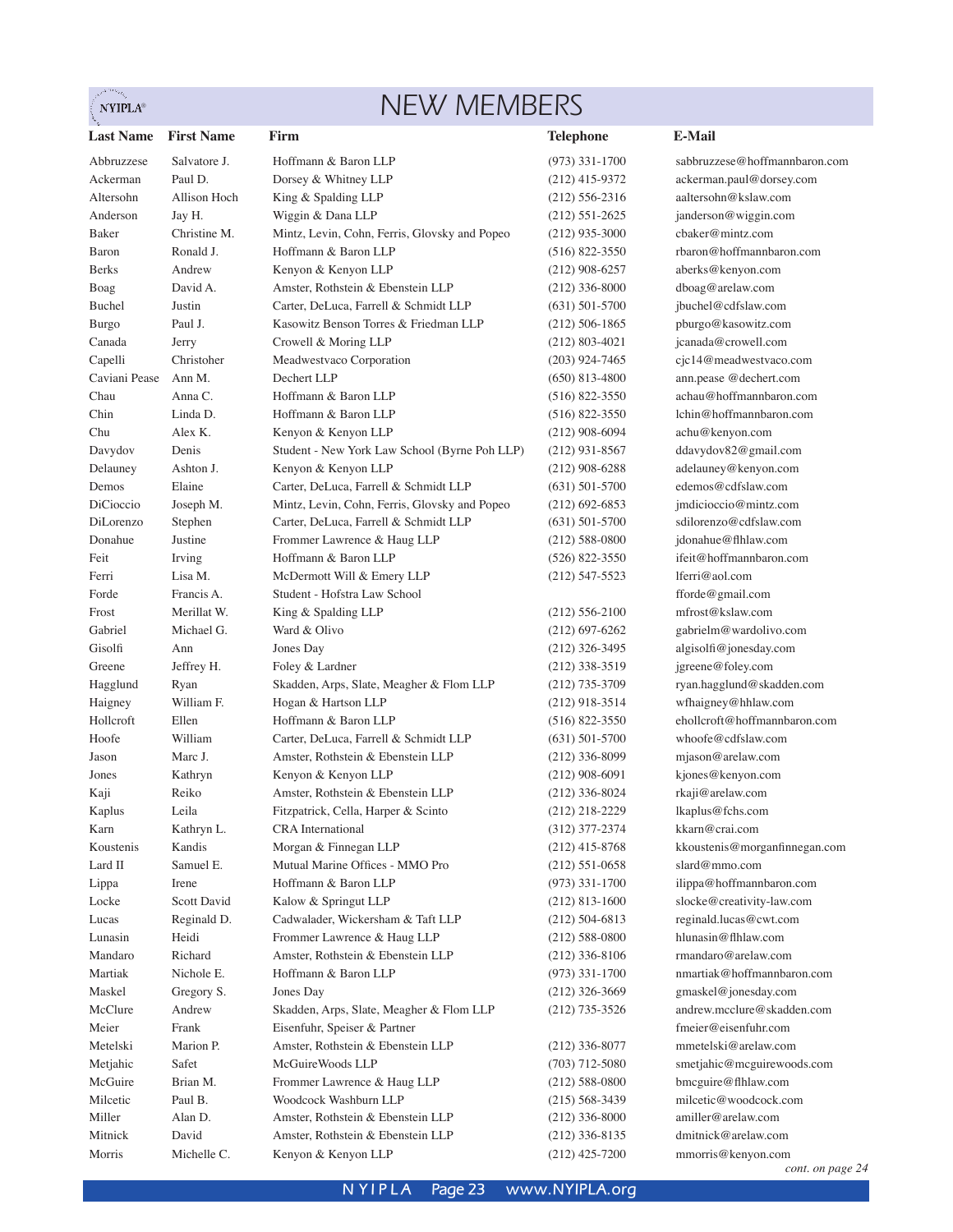# NEW MEMBERS

| Last Name | First Name | Firm | Telephone | E-Mail |
|---|---|---|---|---|
| Abbruzzese | Salvatore J. | Hoffmann & Baron LLP | (973) 331-1700 | sabbruzzese@hoffmannbaron.com |
| Ackerman | Paul D. | Dorsey & Whitney LLP | (212) 415-9372 | ackerman.paul@dorsey.com |
| Altersohn | Allison Hoch | King & Spalding LLP | (212) 556-2316 | aaltersohn@kslaw.com |
| Anderson | Jay H. | Wiggin & Dana LLP | (212) 551-2625 | janderson@wiggin.com |
| Baker | Christine M. | Mintz, Levin, Cohn, Ferris, Glovsky and Popeo | (212) 935-3000 | cbaker@mintz.com |
| Baron | Ronald J. | Hoffmann & Baron LLP | (516) 822-3550 | rbaron@hoffmannbaron.com |
| Berks | Andrew | Kenyon & Kenyon LLP | (212) 908-6257 | aberks@kenyon.com |
| Boag | David A. | Amster, Rothstein & Ebenstein LLP | (212) 336-8000 | dboag@arelaw.com |
| Buchel | Justin | Carter, DeLuca, Farrell & Schmidt LLP | (631) 501-5700 | jbuchel@cdfslaw.com |
| Burgo | Paul J. | Kasowitz Benson Torres & Friedman LLP | (212) 506-1865 | pburgo@kasowitz.com |
| Canada | Jerry | Crowell & Moring LLP | (212) 803-4021 | jcanada@crowell.com |
| Capelli | Christoher | Meadwestvaco Corporation | (203) 924-7465 | cjc14@meadwestvaco.com |
| Caviani Pease | Ann M. | Dechert LLP | (650) 813-4800 | ann.pease @dechert.com |
| Chau | Anna C. | Hoffmann & Baron LLP | (516) 822-3550 | achau@hoffmannbaron.com |
| Chin | Linda D. | Hoffmann & Baron LLP | (516) 822-3550 | lchin@hoffmannbaron.com |
| Chu | Alex K. | Kenyon & Kenyon LLP | (212) 908-6094 | achu@kenyon.com |
| Davydov | Denis | Student - New York Law School (Byrne Poh LLP) | (212) 931-8567 | ddavydov82@gmail.com |
| Delauney | Ashton J. | Kenyon & Kenyon LLP | (212) 908-6288 | adelauney@kenyon.com |
| Demos | Elaine | Carter, DeLuca, Farrell & Schmidt LLP | (631) 501-5700 | edemos@cdfslaw.com |
| DiCioccio | Joseph M. | Mintz, Levin, Cohn, Ferris, Glovsky and Popeo | (212) 692-6853 | jmdicioccio@mintz.com |
| DiLorenzo | Stephen | Carter, DeLuca, Farrell & Schmidt LLP | (631) 501-5700 | sdilorenzo@cdfslaw.com |
| Donahue | Justine | Frommer Lawrence & Haug LLP | (212) 588-0800 | jdonahue@flhlaw.com |
| Feit | Irving | Hoffmann & Baron LLP | (526) 822-3550 | ifeit@hoffmannbaron.com |
| Ferri | Lisa M. | McDermott Will & Emery LLP | (212) 547-5523 | lferri@aol.com |
| Forde | Francis A. | Student - Hofstra Law School | | fforde@gmail.com |
| Frost | Merillat W. | King & Spalding LLP | (212) 556-2100 | mfrost@kslaw.com |
| Gabriel | Michael G. | Ward & Olivo | (212) 697-6262 | gabrielm@wardolivo.com |
| Gisolfi | Ann | Jones Day | (212) 326-3495 | algisolfi@jonesday.com |
| Greene | Jeffrey H. | Foley & Lardner | (212) 338-3519 | jgreene@foley.com |
| Hagglund | Ryan | Skadden, Arps, Slate, Meagher & Flom LLP | (212) 735-3709 | ryan.hagglund@skadden.com |
| Haigney | William F. | Hogan & Hartson LLP | (212) 918-3514 | wfhaigney@hhlaw.com |
| Hollcroft | Ellen | Hoffmann & Baron LLP | (516) 822-3550 | ehollcroft@hoffmannbaron.com |
| Hoofe | William | Carter, DeLuca, Farrell & Schmidt LLP | (631) 501-5700 | whoofe@cdfslaw.com |
| Jason | Marc J. | Amster, Rothstein & Ebenstein LLP | (212) 336-8099 | mjason@arelaw.com |
| Jones | Kathryn | Kenyon & Kenyon LLP | (212) 908-6091 | kjones@kenyon.com |
| Kaji | Reiko | Amster, Rothstein & Ebenstein LLP | (212) 336-8024 | rkaji@arelaw.com |
| Kaplus | Leila | Fitzpatrick, Cella, Harper & Scinto | (212) 218-2229 | lkaplus@fchs.com |
| Karn | Kathryn L. | CRA International | (312) 377-2374 | kkarn@crai.com |
| Koustenis | Kandis | Morgan & Finnegan LLP | (212) 415-8768 | kkoustenis@morganfinnegan.com |
| Lard II | Samuel E. | Mutual Marine Offices - MMO Pro | (212) 551-0658 | slard@mmo.com |
| Lippa | Irene | Hoffmann & Baron LLP | (973) 331-1700 | ilippa@hoffmannbaron.com |
| Locke | Scott David | Kalow & Springut LLP | (212) 813-1600 | slocke@creativity-law.com |
| Lucas | Reginald D. | Cadwalader, Wickersham & Taft LLP | (212) 504-6813 | reginald.lucas@cwt.com |
| Lunasin | Heidi | Frommer Lawrence & Haug LLP | (212) 588-0800 | hlunasin@flhlaw.com |
| Mandaro | Richard | Amster, Rothstein & Ebenstein LLP | (212) 336-8106 | rmandaro@arelaw.com |
| Martiak | Nichole E. | Hoffmann & Baron LLP | (973) 331-1700 | nmartiak@hoffmannbaron.com |
| Maskel | Gregory S. | Jones Day | (212) 326-3669 | gmaskel@jonesday.com |
| McClure | Andrew | Skadden, Arps, Slate, Meagher & Flom LLP | (212) 735-3526 | andrew.mcclure@skadden.com |
| Meier | Frank | Eisenfuhr, Speiser & Partner | | fmeier@eisenfuhr.com |
| Metelski | Marion P. | Amster, Rothstein & Ebenstein LLP | (212) 336-8077 | mmetelski@arelaw.com |
| Metjahic | Safet | McGuireWoods LLP | (703) 712-5080 | smetjahic@mcguirewoods.com |
| McGuire | Brian M. | Frommer Lawrence & Haug LLP | (212) 588-0800 | bmcguire@flhlaw.com |
| Milcetic | Paul B. | Woodcock Washburn LLP | (215) 568-3439 | milcetic@woodcock.com |
| Miller | Alan D. | Amster, Rothstein & Ebenstein LLP | (212) 336-8000 | amiller@arelaw.com |
| Mitnick | David | Amster, Rothstein & Ebenstein LLP | (212) 336-8135 | dmitnick@arelaw.com |
| Morris | Michelle C. | Kenyon & Kenyon LLP | (212) 425-7200 | mmorris@kenyon.com |

*cont. on page 24*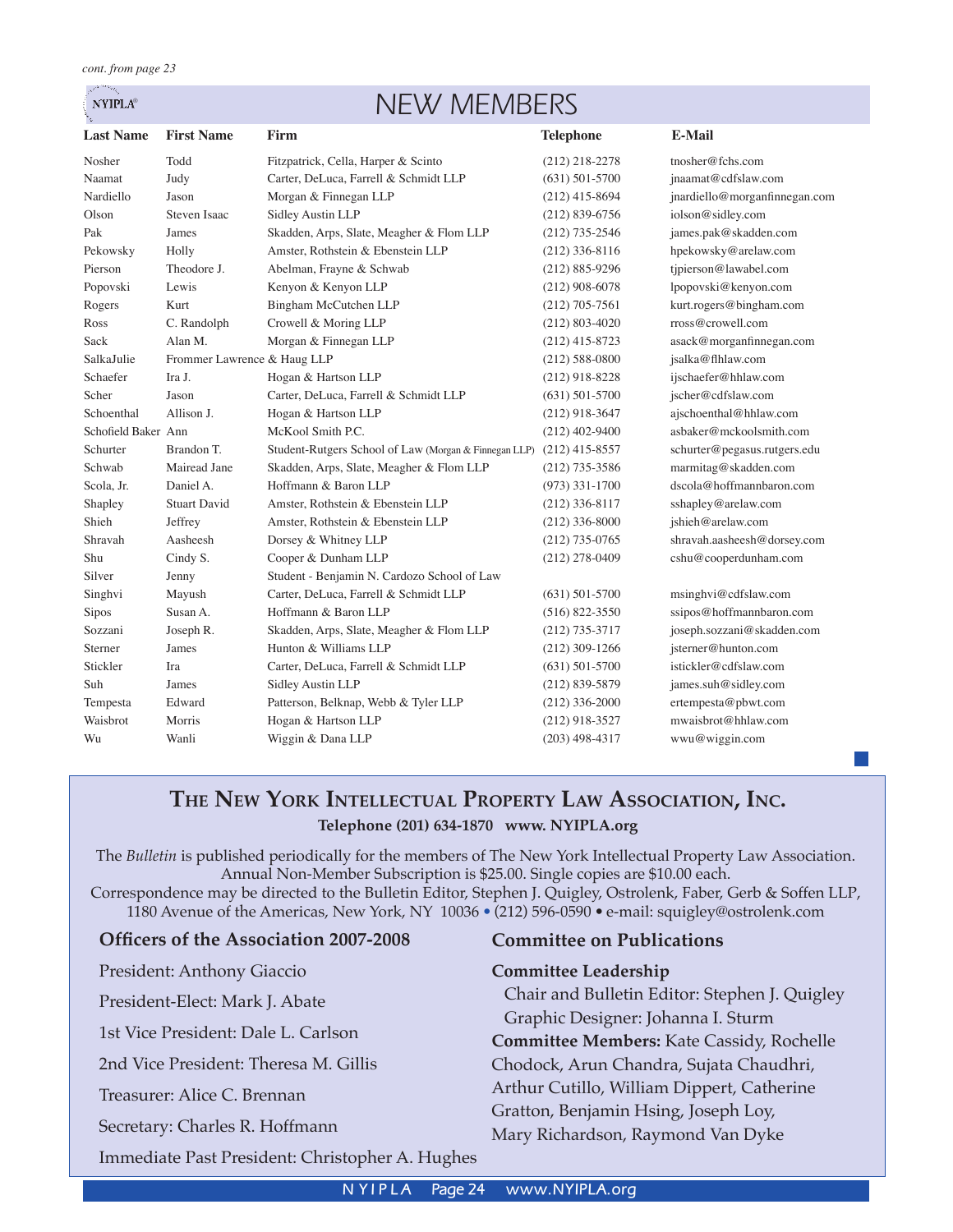*cont. from page 23*

# NEW MEMBERS

| Last Name | First Name | Firm | Telephone | E-Mail |
|---|---|---|---|---|
| Nosher | Todd | Fitzpatrick, Cella, Harper & Scinto | (212) 218-2278 | tnosher@fchs.com |
| Naamat | Judy | Carter, DeLuca, Farrell & Schmidt LLP | (631) 501-5700 | jnaamat@cdfslaw.com |
| Nardiello | Jason | Morgan & Finnegan LLP | (212) 415-8694 | jnardiello@morganfinnegan.com |
| Olson | Steven Isaac | Sidley Austin LLP | (212) 839-6756 | iolson@sidley.com |
| Pak | James | Skadden, Arps, Slate, Meagher & Flom LLP | (212) 735-2546 | james.pak@skadden.com |
| Pekowsky | Holly | Amster, Rothstein & Ebenstein LLP | (212) 336-8116 | hpekowsky@arelaw.com |
| Pierson | Theodore J. | Abelman, Frayne & Schwab | (212) 885-9296 | tjpierson@lawabel.com |
| Popovski | Lewis | Kenyon & Kenyon LLP | (212) 908-6078 | lpopovski@kenyon.com |
| Rogers | Kurt | Bingham McCutchen LLP | (212) 705-7561 | kurt.rogers@bingham.com |
| Ross | C. Randolph | Crowell & Moring LLP | (212) 803-4020 | rross@crowell.com |
| Sack | Alan M. | Morgan & Finnegan LLP | (212) 415-8723 | asack@morganfinnegan.com |
| SalkaJulie | | Frommer Lawrence & Haug LLP | (212) 588-0800 | jsalka@flhlaw.com |
| Schaefer | Ira J. | Hogan & Hartson LLP | (212) 918-8228 | ijschaefer@hhlaw.com |
| Scher | Jason | Carter, DeLuca, Farrell & Schmidt LLP | (631) 501-5700 | jscher@cdfslaw.com |
| Schoenthal | Allison J. | Hogan & Hartson LLP | (212) 918-3647 | ajschoenthal@hhlaw.com |
| Schofield Baker | Ann | McKool Smith P.C. | (212) 402-9400 | asbaker@mckoolsmith.com |
| Schurter | Brandon T. | Student-Rutgers School of Law (Morgan & Finnegan LLP) | (212) 415-8557 | schurter@pegasus.rutgers.edu |
| Schwab | Mairead Jane | Skadden, Arps, Slate, Meagher & Flom LLP | (212) 735-3586 | marmitag@skadden.com |
| Scola, Jr. | Daniel A. | Hoffmann & Baron LLP | (973) 331-1700 | dscola@hoffmannbaron.com |
| Shapley | Stuart David | Amster, Rothstein & Ebenstein LLP | (212) 336-8117 | sshapley@arelaw.com |
| Shieh | Jeffrey | Amster, Rothstein & Ebenstein LLP | (212) 336-8000 | jshieh@arelaw.com |
| Shravah | Aasheesh | Dorsey & Whitney LLP | (212) 735-0765 | shravah.aasheesh@dorsey.com |
| Shu | Cindy S. | Cooper & Dunham LLP | (212) 278-0409 | cshu@cooperdunham.com |
| Silver | Jenny | Student - Benjamin N. Cardozo School of Law | | |
| Singhvi | Mayush | Carter, DeLuca, Farrell & Schmidt LLP | (631) 501-5700 | msinghvi@cdfslaw.com |
| Sipos | Susan A. | Hoffmann & Baron LLP | (516) 822-3550 | ssipos@hoffmannbaron.com |
| Sozzani | Joseph R. | Skadden, Arps, Slate, Meagher & Flom LLP | (212) 735-3717 | joseph.sozzani@skadden.com |
| Sterner | James | Hunton & Williams LLP | (212) 309-1266 | jsterner@hunton.com |
| Stickler | Ira | Carter, DeLuca, Farrell & Schmidt LLP | (631) 501-5700 | istickler@cdfslaw.com |
| Suh | James | Sidley Austin LLP | (212) 839-5879 | james.suh@sidley.com |
| Tempesta | Edward | Patterson, Belknap, Webb & Tyler LLP | (212) 336-2000 | ertempesta@pbwt.com |
| Waisbrot | Morris | Hogan & Hartson LLP | (212) 918-3527 | mwaisbrot@hhlaw.com |
| Wu | Wanli | Wiggin & Dana LLP | (203) 498-4317 | wwu@wiggin.com |

## The New York Intellectual Property Law Association, Inc.

**Telephone (201) 634-1870 www. NYIPLA.org**

The *Bulletin* is published periodically for the members of The New York Intellectual Property Law Association. Annual Non-Member Subscription is $25.00. Single copies are $10.00 each. Correspondence may be directed to the Bulletin Editor, Stephen J. Quigley, Ostrolenk, Faber, Gerb & Soffen LLP, 1180 Avenue of the Americas, New York, NY 10036 • (212) 596-0590 • e-mail: squigley@ostrolenk.com

### Officers of the Association 2007-2008

President: Anthony Giaccio

President-Elect: Mark J. Abate

1st Vice President: Dale L. Carlson

2nd Vice President: Theresa M. Gillis

Treasurer: Alice C. Brennan

Secretary: Charles R. Hoffmann

Immediate Past President: Christopher A. Hughes

### Committee on Publications

**Committee Leadership**

Chair and Bulletin Editor: Stephen J. Quigley

Graphic Designer: Johanna I. Sturm

**Committee Members:** Kate Cassidy, Rochelle Chodock, Arun Chandra, Sujata Chaudhri, Arthur Cutillo, William Dippert, Catherine Gratton, Benjamin Hsing, Joseph Loy, Mary Richardson, Raymond Van Dyke